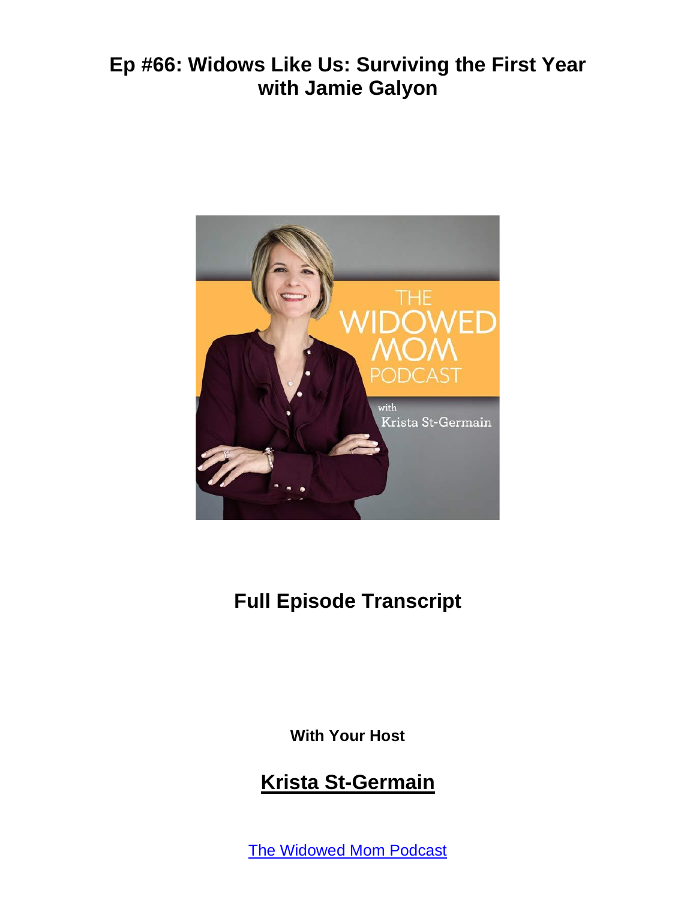# Ep #66: Widows Like Us: Surviving the First Year with Jamie Galyon

## Full Episode Transcript

**With Your Host**

## Krista St-Germain

The Widowed Mom Podcast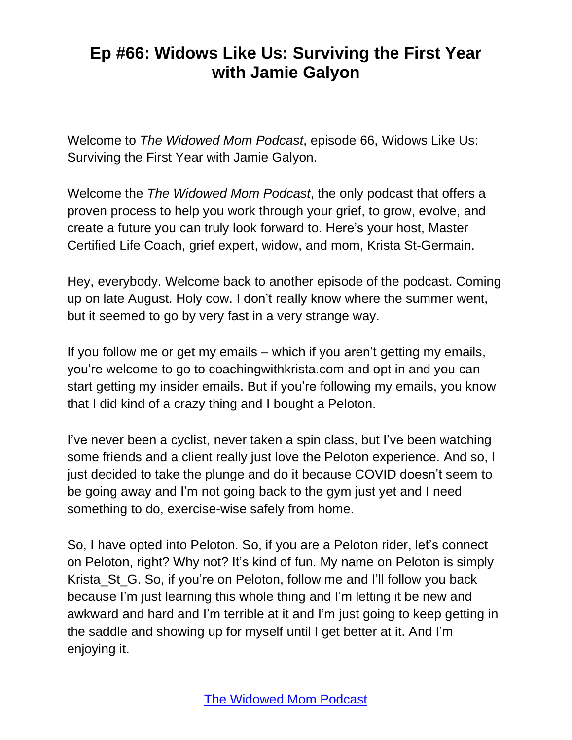# Ep #66: Widows Like Us: Surviving the First Year with Jamie Galyon

Welcome to *The Widowed Mom Podcast*, episode 66, Widows Like Us: Surviving the First Year with Jamie Galyon.

Welcome the *The Widowed Mom Podcast*, the only podcast that offers a proven process to help you work through your grief, to grow, evolve, and create a future you can truly look forward to. Here's your host, Master Certified Life Coach, grief expert, widow, and mom, Krista St-Germain.

Hey, everybody. Welcome back to another episode of the podcast. Coming up on late August. Holy cow. I don't really know where the summer went, but it seemed to go by very fast in a very strange way.

If you follow me or get my emails – which if you aren't getting my emails, you're welcome to go to coachingwithkrista.com and opt in and you can start getting my insider emails. But if you're following my emails, you know that I did kind of a crazy thing and I bought a Peloton.

I've never been a cyclist, never taken a spin class, but I've been watching some friends and a client really just love the Peloton experience. And so, I just decided to take the plunge and do it because COVID doesn't seem to be going away and I'm not going back to the gym just yet and I need something to do, exercise-wise safely from home.

So, I have opted into Peloton. So, if you are a Peloton rider, let's connect on Peloton, right? Why not? It's kind of fun. My name on Peloton is simply Krista_St_G. So, if you're on Peloton, follow me and I'll follow you back because I'm just learning this whole thing and I'm letting it be new and awkward and hard and I'm terrible at it and I'm just going to keep getting in the saddle and showing up for myself until I get better at it. And I'm enjoying it.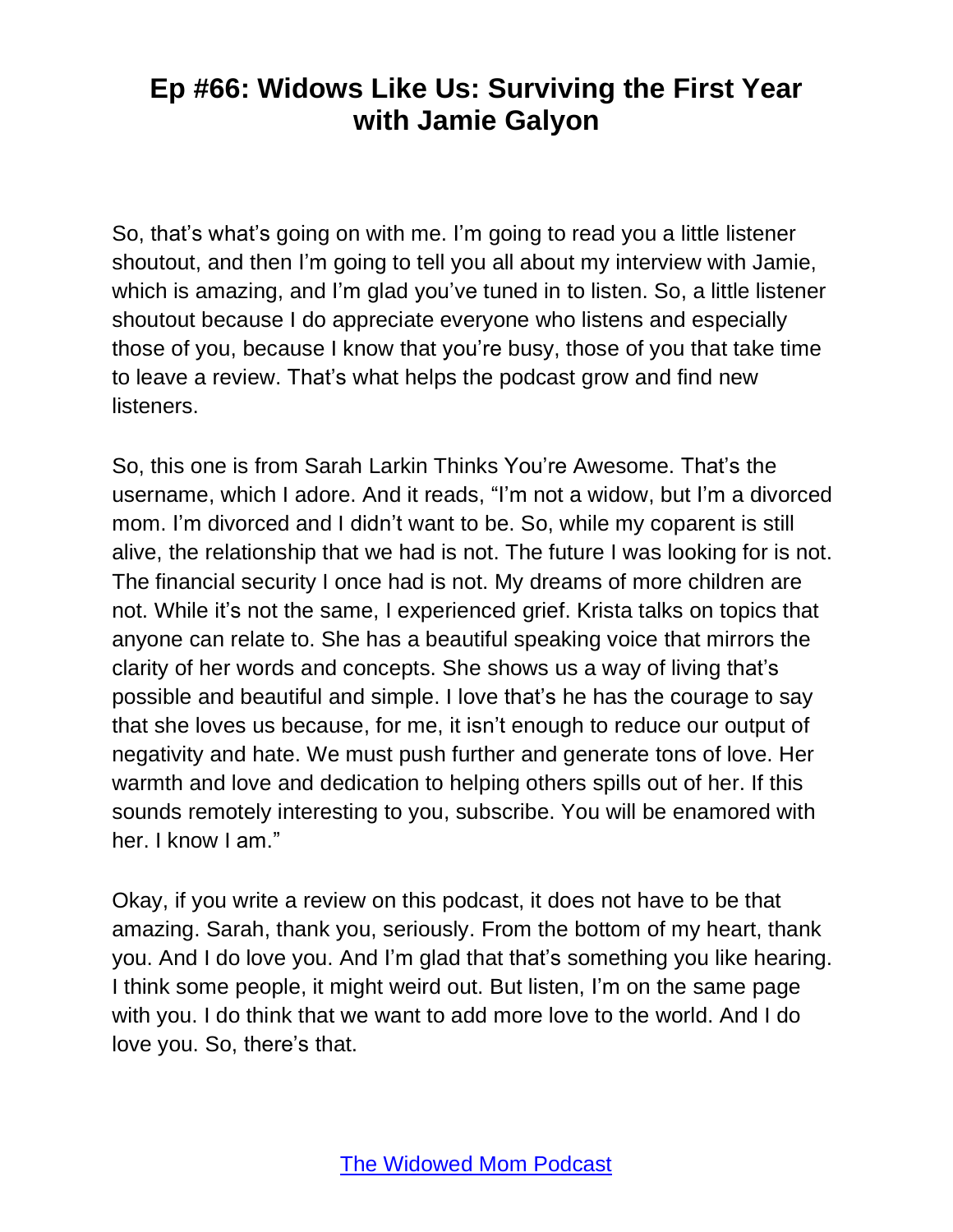So, that's what's going on with me. I'm going to read you a little listener shoutout, and then I'm going to tell you all about my interview with Jamie, which is amazing, and I'm glad you've tuned in to listen. So, a little listener shoutout because I do appreciate everyone who listens and especially those of you, because I know that you're busy, those of you that take time to leave a review. That's what helps the podcast grow and find new listeners.

So, this one is from Sarah Larkin Thinks You're Awesome. That's the username, which I adore. And it reads, "I'm not a widow, but I'm a divorced mom. I'm divorced and I didn't want to be. So, while my coparent is still alive, the relationship that we had is not. The future I was looking for is not. The financial security I once had is not. My dreams of more children are not. While it's not the same, I experienced grief. Krista talks on topics that anyone can relate to. She has a beautiful speaking voice that mirrors the clarity of her words and concepts. She shows us a way of living that's possible and beautiful and simple. I love that's he has the courage to say that she loves us because, for me, it isn't enough to reduce our output of negativity and hate. We must push further and generate tons of love. Her warmth and love and dedication to helping others spills out of her. If this sounds remotely interesting to you, subscribe. You will be enamored with her. I know I am."

Okay, if you write a review on this podcast, it does not have to be that amazing. Sarah, thank you, seriously. From the bottom of my heart, thank you. And I do love you. And I'm glad that that's something you like hearing. I think some people, it might weird out. But listen, I'm on the same page with you. I do think that we want to add more love to the world. And I do love you. So, there's that.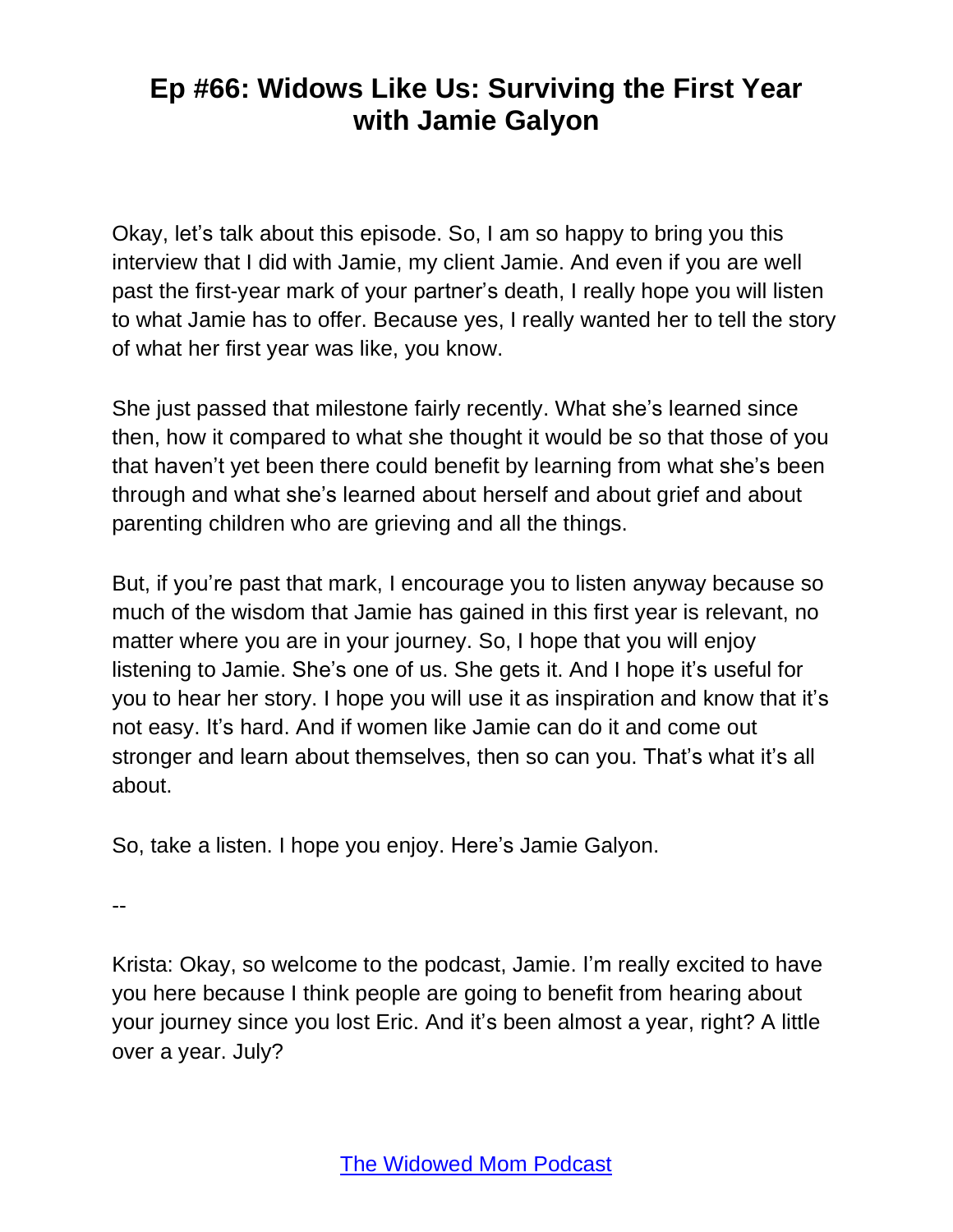Okay, let's talk about this episode. So, I am so happy to bring you this interview that I did with Jamie, my client Jamie. And even if you are well past the first-year mark of your partner's death, I really hope you will listen to what Jamie has to offer. Because yes, I really wanted her to tell the story of what her first year was like, you know.

She just passed that milestone fairly recently. What she's learned since then, how it compared to what she thought it would be so that those of you that haven't yet been there could benefit by learning from what she's been through and what she's learned about herself and about grief and about parenting children who are grieving and all the things.

But, if you're past that mark, I encourage you to listen anyway because so much of the wisdom that Jamie has gained in this first year is relevant, no matter where you are in your journey. So, I hope that you will enjoy listening to Jamie. She's one of us. She gets it. And I hope it's useful for you to hear her story. I hope you will use it as inspiration and know that it's not easy. It's hard. And if women like Jamie can do it and come out stronger and learn about themselves, then so can you. That's what it's all about.

So, take a listen. I hope you enjoy. Here's Jamie Galyon.

--

Krista: Okay, so welcome to the podcast, Jamie. I'm really excited to have you here because I think people are going to benefit from hearing about your journey since you lost Eric. And it's been almost a year, right? A little over a year. July?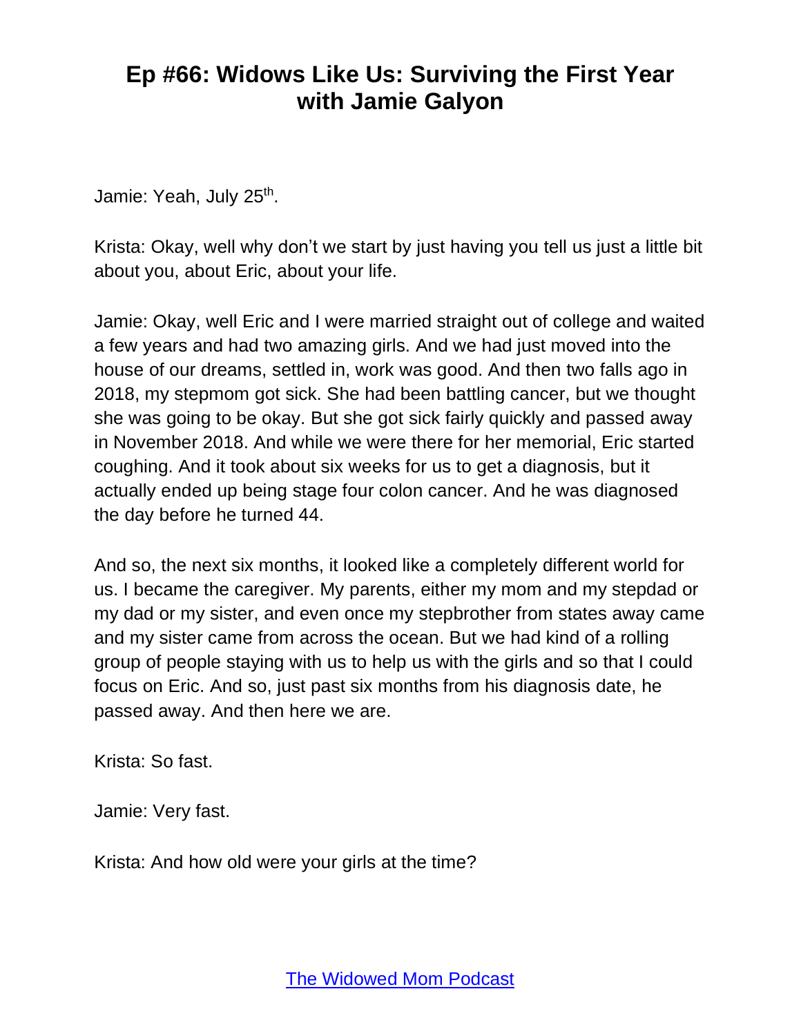Jamie: Yeah, July 25th.

Krista: Okay, well why don't we start by just having you tell us just a little bit about you, about Eric, about your life.

Jamie: Okay, well Eric and I were married straight out of college and waited a few years and had two amazing girls. And we had just moved into the house of our dreams, settled in, work was good. And then two falls ago in 2018, my stepmom got sick. She had been battling cancer, but we thought she was going to be okay. But she got sick fairly quickly and passed away in November 2018. And while we were there for her memorial, Eric started coughing. And it took about six weeks for us to get a diagnosis, but it actually ended up being stage four colon cancer. And he was diagnosed the day before he turned 44.

And so, the next six months, it looked like a completely different world for us. I became the caregiver. My parents, either my mom and my stepdad or my dad or my sister, and even once my stepbrother from states away came and my sister came from across the ocean. But we had kind of a rolling group of people staying with us to help us with the girls and so that I could focus on Eric. And so, just past six months from his diagnosis date, he passed away. And then here we are.

Krista: So fast.

Jamie: Very fast.

Krista: And how old were your girls at the time?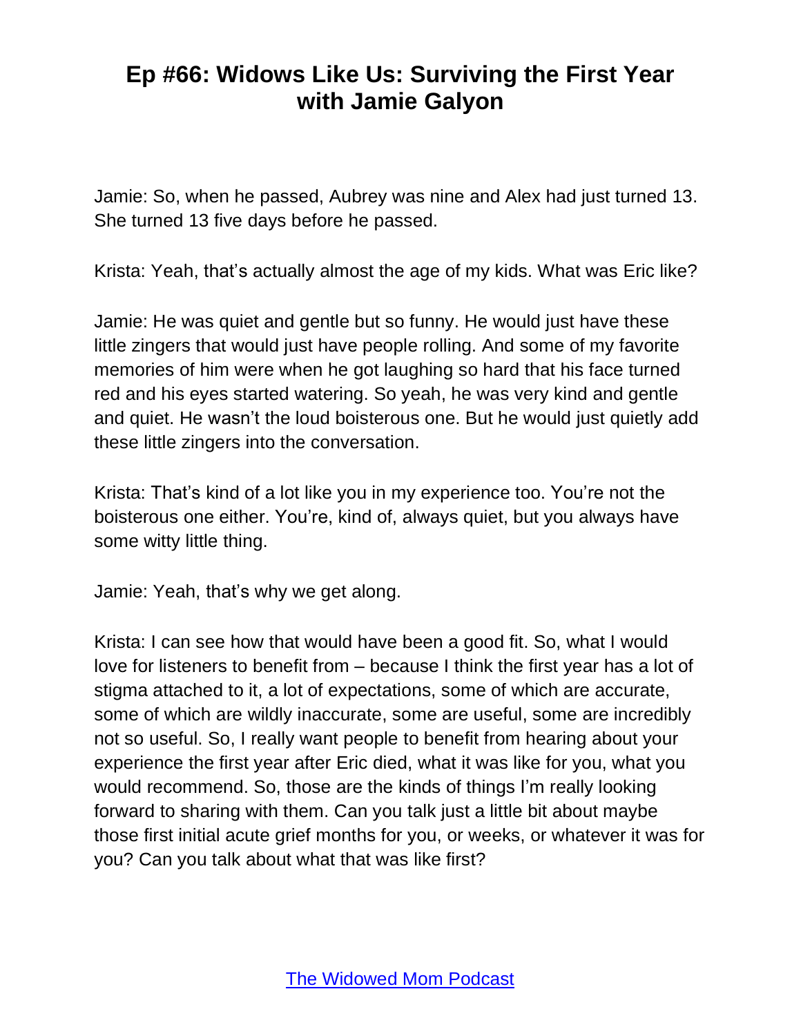Jamie: So, when he passed, Aubrey was nine and Alex had just turned 13. She turned 13 five days before he passed.

Krista: Yeah, that's actually almost the age of my kids. What was Eric like?

Jamie: He was quiet and gentle but so funny. He would just have these little zingers that would just have people rolling. And some of my favorite memories of him were when he got laughing so hard that his face turned red and his eyes started watering. So yeah, he was very kind and gentle and quiet. He wasn't the loud boisterous one. But he would just quietly add these little zingers into the conversation.

Krista: That's kind of a lot like you in my experience too. You're not the boisterous one either. You're, kind of, always quiet, but you always have some witty little thing.

Jamie: Yeah, that's why we get along.

Krista: I can see how that would have been a good fit. So, what I would love for listeners to benefit from – because I think the first year has a lot of stigma attached to it, a lot of expectations, some of which are accurate, some of which are wildly inaccurate, some are useful, some are incredibly not so useful. So, I really want people to benefit from hearing about your experience the first year after Eric died, what it was like for you, what you would recommend. So, those are the kinds of things I'm really looking forward to sharing with them. Can you talk just a little bit about maybe those first initial acute grief months for you, or weeks, or whatever it was for you? Can you talk about what that was like first?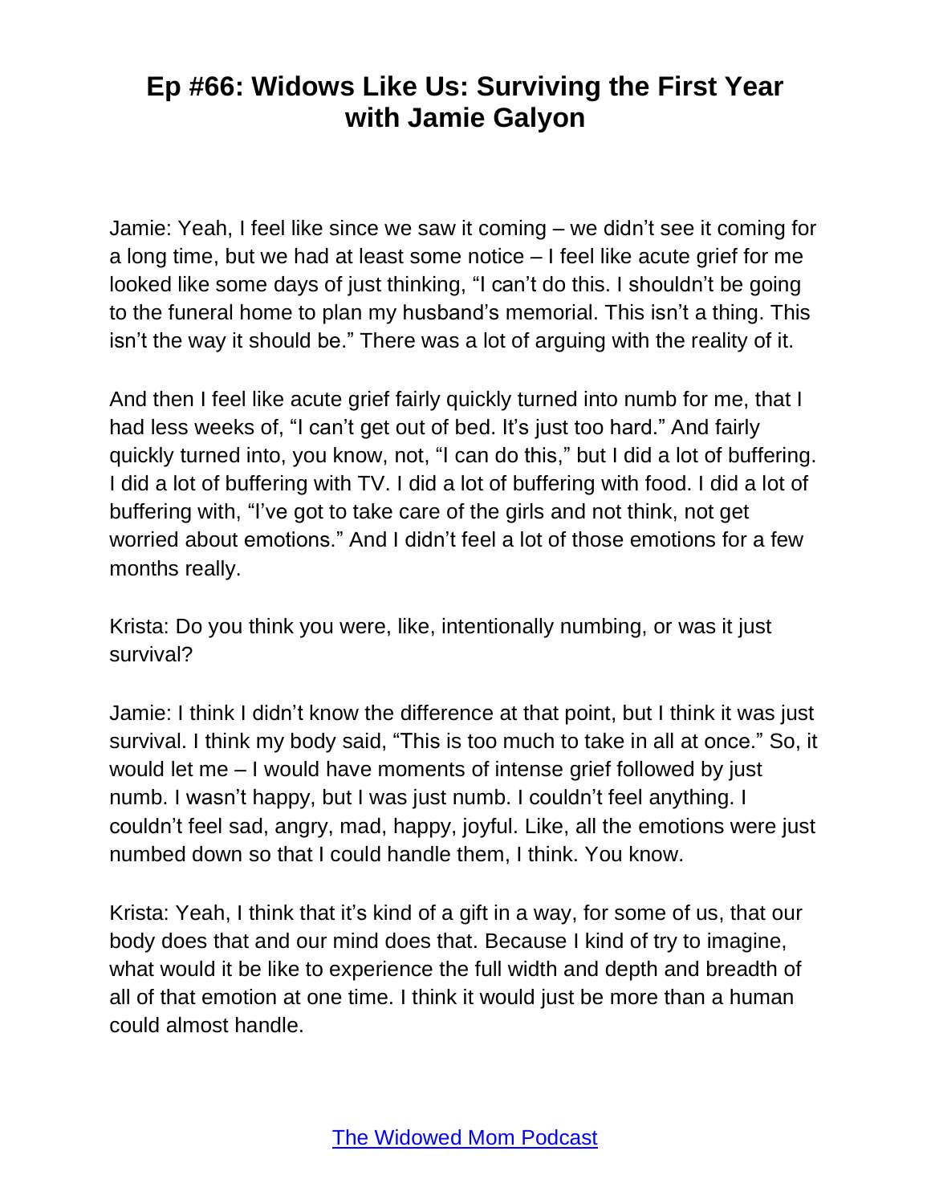Jamie: Yeah, I feel like since we saw it coming – we didn't see it coming for a long time, but we had at least some notice – I feel like acute grief for me looked like some days of just thinking, "I can't do this. I shouldn't be going to the funeral home to plan my husband's memorial. This isn't a thing. This isn't the way it should be." There was a lot of arguing with the reality of it.

And then I feel like acute grief fairly quickly turned into numb for me, that I had less weeks of, "I can't get out of bed. It's just too hard." And fairly quickly turned into, you know, not, "I can do this," but I did a lot of buffering. I did a lot of buffering with TV. I did a lot of buffering with food. I did a lot of buffering with, "I've got to take care of the girls and not think, not get worried about emotions." And I didn't feel a lot of those emotions for a few months really.

Krista: Do you think you were, like, intentionally numbing, or was it just survival?

Jamie: I think I didn't know the difference at that point, but I think it was just survival. I think my body said, "This is too much to take in all at once." So, it would let me – I would have moments of intense grief followed by just numb. I wasn't happy, but I was just numb. I couldn't feel anything. I couldn't feel sad, angry, mad, happy, joyful. Like, all the emotions were just numbed down so that I could handle them, I think. You know.

Krista: Yeah, I think that it's kind of a gift in a way, for some of us, that our body does that and our mind does that. Because I kind of try to imagine, what would it be like to experience the full width and depth and breadth of all of that emotion at one time. I think it would just be more than a human could almost handle.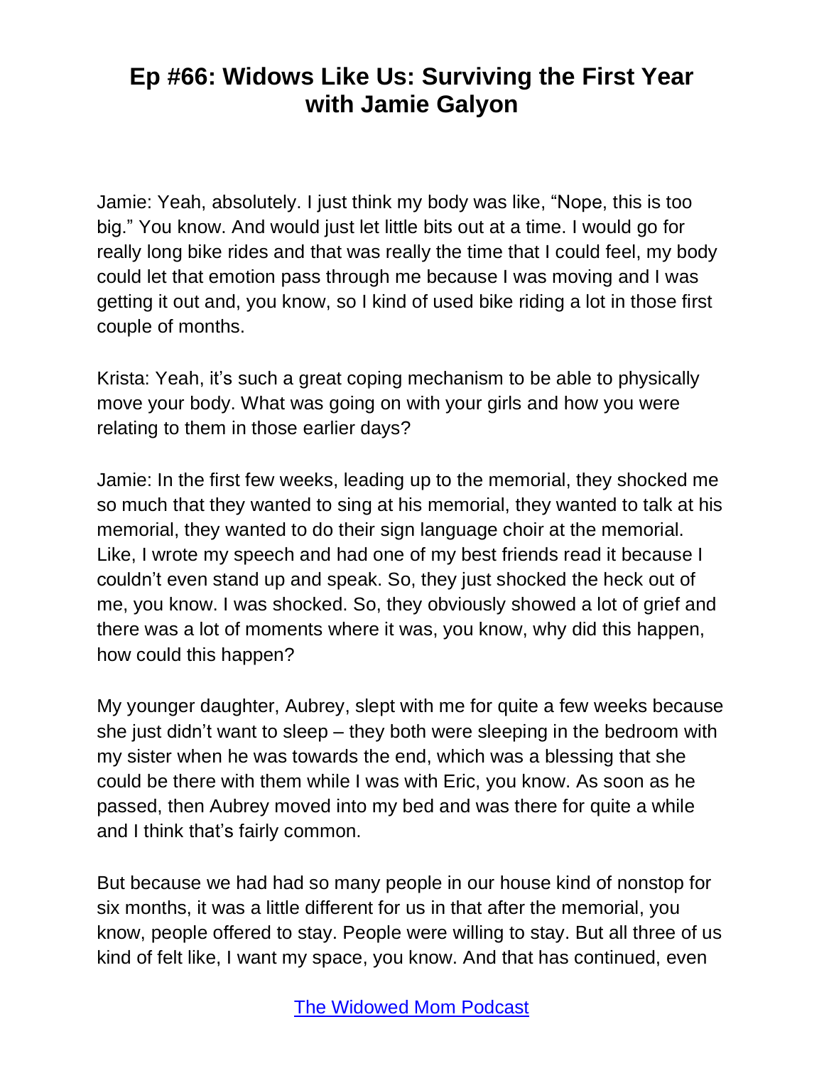Jamie: Yeah, absolutely. I just think my body was like, "Nope, this is too big." You know. And would just let little bits out at a time. I would go for really long bike rides and that was really the time that I could feel, my body could let that emotion pass through me because I was moving and I was getting it out and, you know, so I kind of used bike riding a lot in those first couple of months.

Krista: Yeah, it's such a great coping mechanism to be able to physically move your body. What was going on with your girls and how you were relating to them in those earlier days?

Jamie: In the first few weeks, leading up to the memorial, they shocked me so much that they wanted to sing at his memorial, they wanted to talk at his memorial, they wanted to do their sign language choir at the memorial. Like, I wrote my speech and had one of my best friends read it because I couldn't even stand up and speak. So, they just shocked the heck out of me, you know. I was shocked. So, they obviously showed a lot of grief and there was a lot of moments where it was, you know, why did this happen, how could this happen?

My younger daughter, Aubrey, slept with me for quite a few weeks because she just didn't want to sleep – they both were sleeping in the bedroom with my sister when he was towards the end, which was a blessing that she could be there with them while I was with Eric, you know. As soon as he passed, then Aubrey moved into my bed and was there for quite a while and I think that's fairly common.

But because we had had so many people in our house kind of nonstop for six months, it was a little different for us in that after the memorial, you know, people offered to stay. People were willing to stay. But all three of us kind of felt like, I want my space, you know. And that has continued, even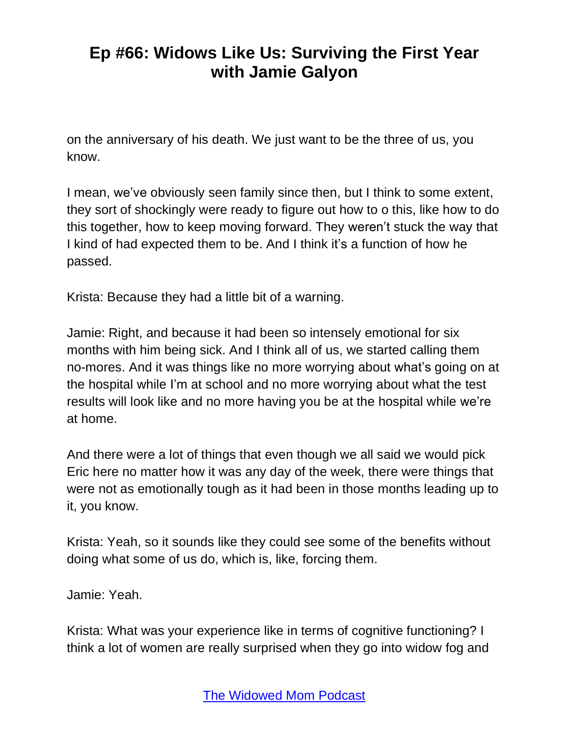on the anniversary of his death. We just want to be the three of us, you know.

I mean, we've obviously seen family since then, but I think to some extent, they sort of shockingly were ready to figure out how to o this, like how to do this together, how to keep moving forward. They weren't stuck the way that I kind of had expected them to be. And I think it's a function of how he passed.

Krista: Because they had a little bit of a warning.

Jamie: Right, and because it had been so intensely emotional for six months with him being sick. And I think all of us, we started calling them no-mores. And it was things like no more worrying about what's going on at the hospital while I'm at school and no more worrying about what the test results will look like and no more having you be at the hospital while we're at home.

And there were a lot of things that even though we all said we would pick Eric here no matter how it was any day of the week, there were things that were not as emotionally tough as it had been in those months leading up to it, you know.

Krista: Yeah, so it sounds like they could see some of the benefits without doing what some of us do, which is, like, forcing them.

Jamie: Yeah.

Krista: What was your experience like in terms of cognitive functioning? I think a lot of women are really surprised when they go into widow fog and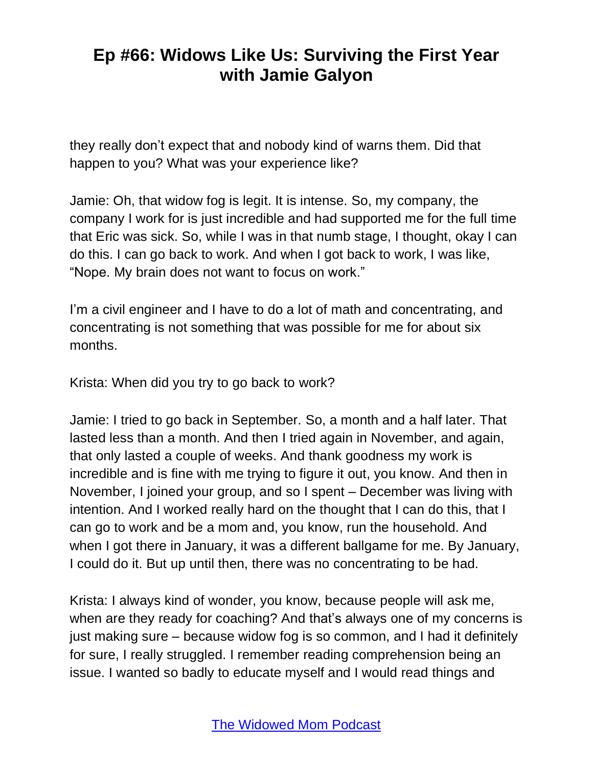they really don't expect that and nobody kind of warns them. Did that happen to you? What was your experience like?

Jamie: Oh, that widow fog is legit. It is intense. So, my company, the company I work for is just incredible and had supported me for the full time that Eric was sick. So, while I was in that numb stage, I thought, okay I can do this. I can go back to work. And when I got back to work, I was like, "Nope. My brain does not want to focus on work."

I'm a civil engineer and I have to do a lot of math and concentrating, and concentrating is not something that was possible for me for about six months.

Krista: When did you try to go back to work?

Jamie: I tried to go back in September. So, a month and a half later. That lasted less than a month. And then I tried again in November, and again, that only lasted a couple of weeks. And thank goodness my work is incredible and is fine with me trying to figure it out, you know. And then in November, I joined your group, and so I spent – December was living with intention. And I worked really hard on the thought that I can do this, that I can go to work and be a mom and, you know, run the household. And when I got there in January, it was a different ballgame for me. By January, I could do it. But up until then, there was no concentrating to be had.

Krista: I always kind of wonder, you know, because people will ask me, when are they ready for coaching? And that's always one of my concerns is just making sure – because widow fog is so common, and I had it definitely for sure, I really struggled. I remember reading comprehension being an issue. I wanted so badly to educate myself and I would read things and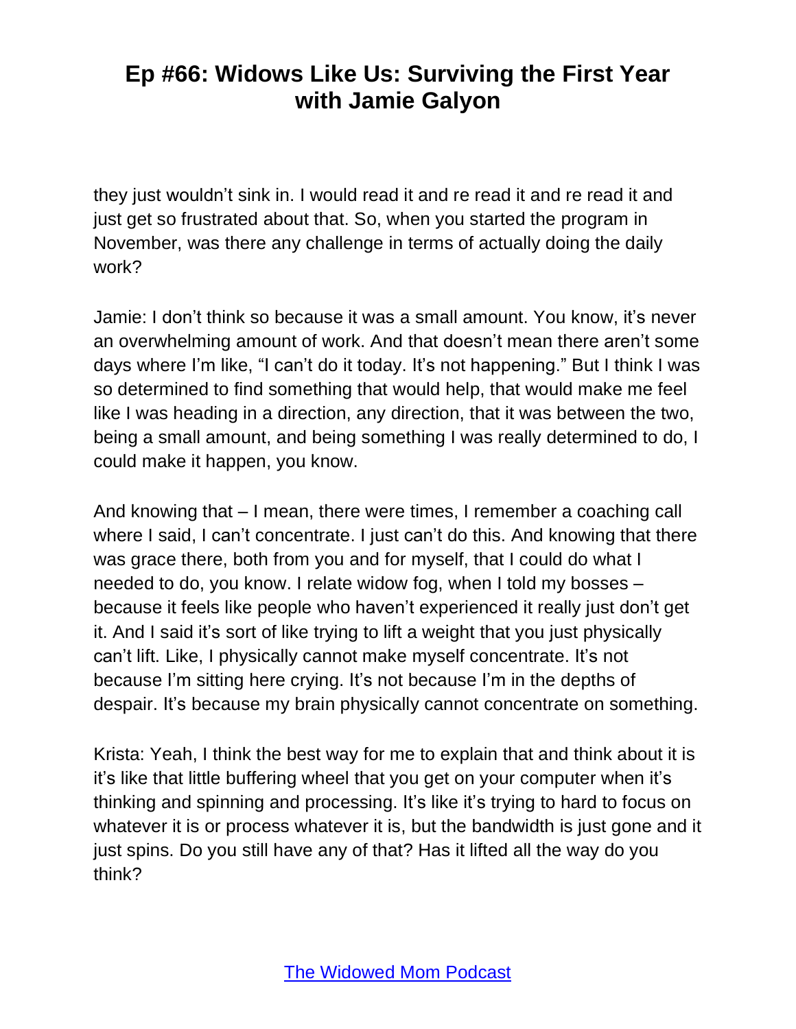they just wouldn't sink in. I would read it and re read it and re read it and just get so frustrated about that. So, when you started the program in November, was there any challenge in terms of actually doing the daily work?

Jamie: I don't think so because it was a small amount. You know, it's never an overwhelming amount of work. And that doesn't mean there aren't some days where I'm like, "I can't do it today. It's not happening." But I think I was so determined to find something that would help, that would make me feel like I was heading in a direction, any direction, that it was between the two, being a small amount, and being something I was really determined to do, I could make it happen, you know.

And knowing that – I mean, there were times, I remember a coaching call where I said, I can't concentrate. I just can't do this. And knowing that there was grace there, both from you and for myself, that I could do what I needed to do, you know. I relate widow fog, when I told my bosses – because it feels like people who haven't experienced it really just don't get it. And I said it's sort of like trying to lift a weight that you just physically can't lift. Like, I physically cannot make myself concentrate. It's not because I'm sitting here crying. It's not because I'm in the depths of despair. It's because my brain physically cannot concentrate on something.

Krista: Yeah, I think the best way for me to explain that and think about it is it's like that little buffering wheel that you get on your computer when it's thinking and spinning and processing. It's like it's trying to hard to focus on whatever it is or process whatever it is, but the bandwidth is just gone and it just spins. Do you still have any of that? Has it lifted all the way do you think?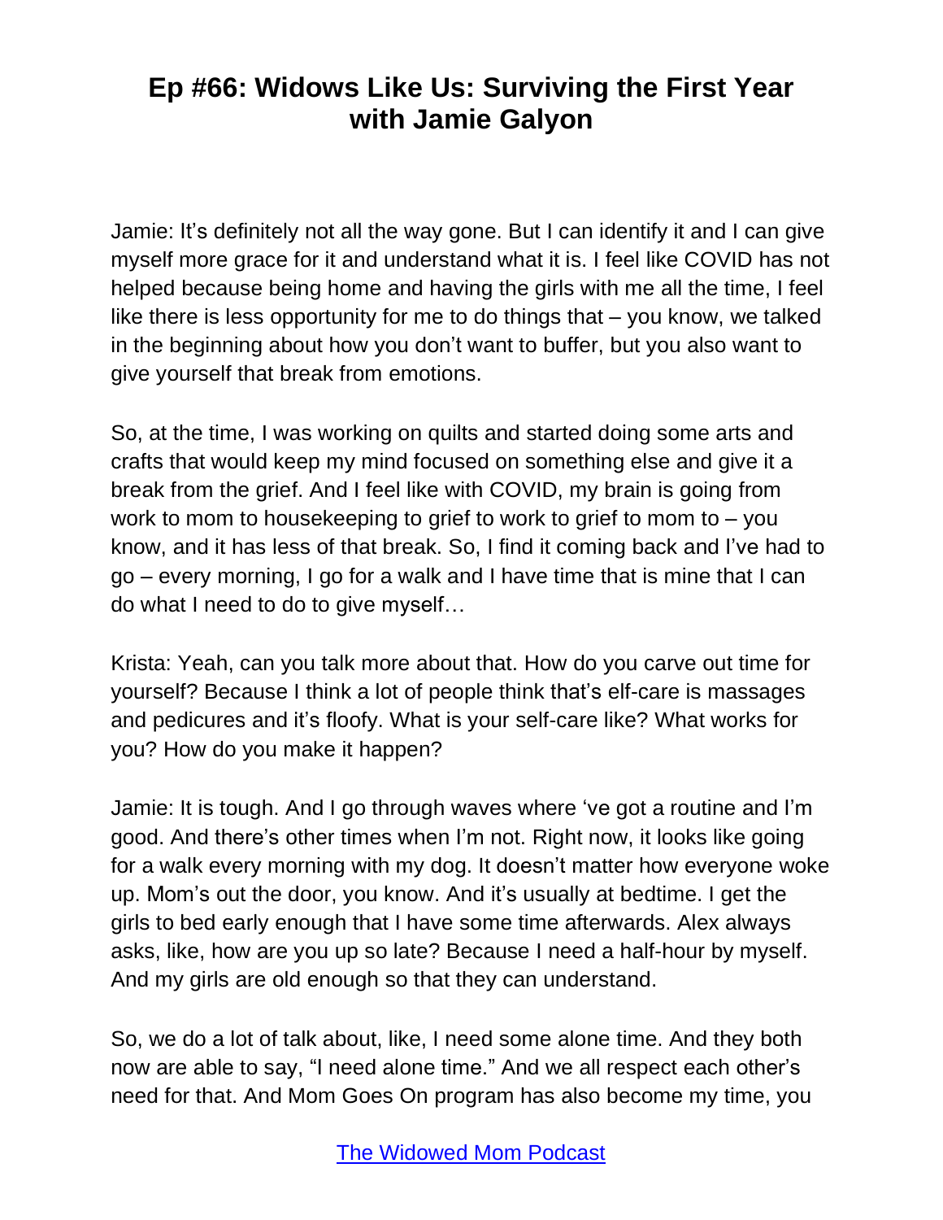Jamie: It's definitely not all the way gone. But I can identify it and I can give myself more grace for it and understand what it is. I feel like COVID has not helped because being home and having the girls with me all the time, I feel like there is less opportunity for me to do things that – you know, we talked in the beginning about how you don't want to buffer, but you also want to give yourself that break from emotions.

So, at the time, I was working on quilts and started doing some arts and crafts that would keep my mind focused on something else and give it a break from the grief. And I feel like with COVID, my brain is going from work to mom to housekeeping to grief to work to grief to mom to – you know, and it has less of that break. So, I find it coming back and I've had to go – every morning, I go for a walk and I have time that is mine that I can do what I need to do to give myself…

Krista: Yeah, can you talk more about that. How do you carve out time for yourself? Because I think a lot of people think that's elf-care is massages and pedicures and it's floofy. What is your self-care like? What works for you? How do you make it happen?

Jamie: It is tough. And I go through waves where 've got a routine and I'm good. And there's other times when I'm not. Right now, it looks like going for a walk every morning with my dog. It doesn't matter how everyone woke up. Mom's out the door, you know. And it's usually at bedtime. I get the girls to bed early enough that I have some time afterwards. Alex always asks, like, how are you up so late? Because I need a half-hour by myself. And my girls are old enough so that they can understand.

So, we do a lot of talk about, like, I need some alone time. And they both now are able to say, "I need alone time." And we all respect each other's need for that. And Mom Goes On program has also become my time, you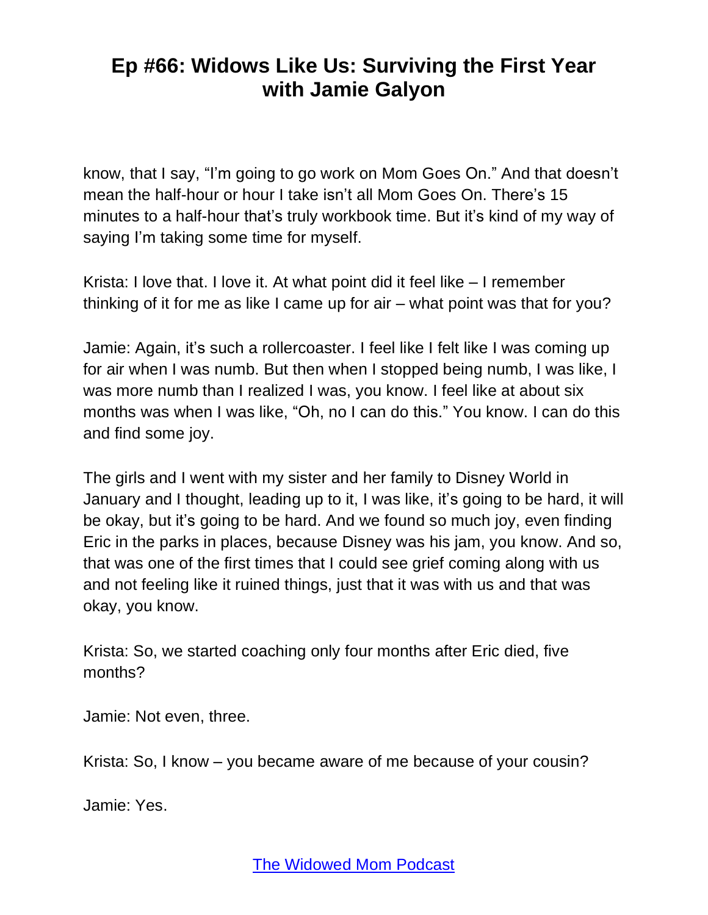know, that I say, "I'm going to go work on Mom Goes On." And that doesn't mean the half-hour or hour I take isn't all Mom Goes On. There's 15 minutes to a half-hour that's truly workbook time. But it's kind of my way of saying I'm taking some time for myself.

Krista: I love that. I love it. At what point did it feel like – I remember thinking of it for me as like I came up for air – what point was that for you?

Jamie: Again, it's such a rollercoaster. I feel like I felt like I was coming up for air when I was numb. But then when I stopped being numb, I was like, I was more numb than I realized I was, you know. I feel like at about six months was when I was like, "Oh, no I can do this." You know. I can do this and find some joy.

The girls and I went with my sister and her family to Disney World in January and I thought, leading up to it, I was like, it's going to be hard, it will be okay, but it's going to be hard. And we found so much joy, even finding Eric in the parks in places, because Disney was his jam, you know. And so, that was one of the first times that I could see grief coming along with us and not feeling like it ruined things, just that it was with us and that was okay, you know.

Krista: So, we started coaching only four months after Eric died, five months?

Jamie: Not even, three.

Krista: So, I know – you became aware of me because of your cousin?

Jamie: Yes.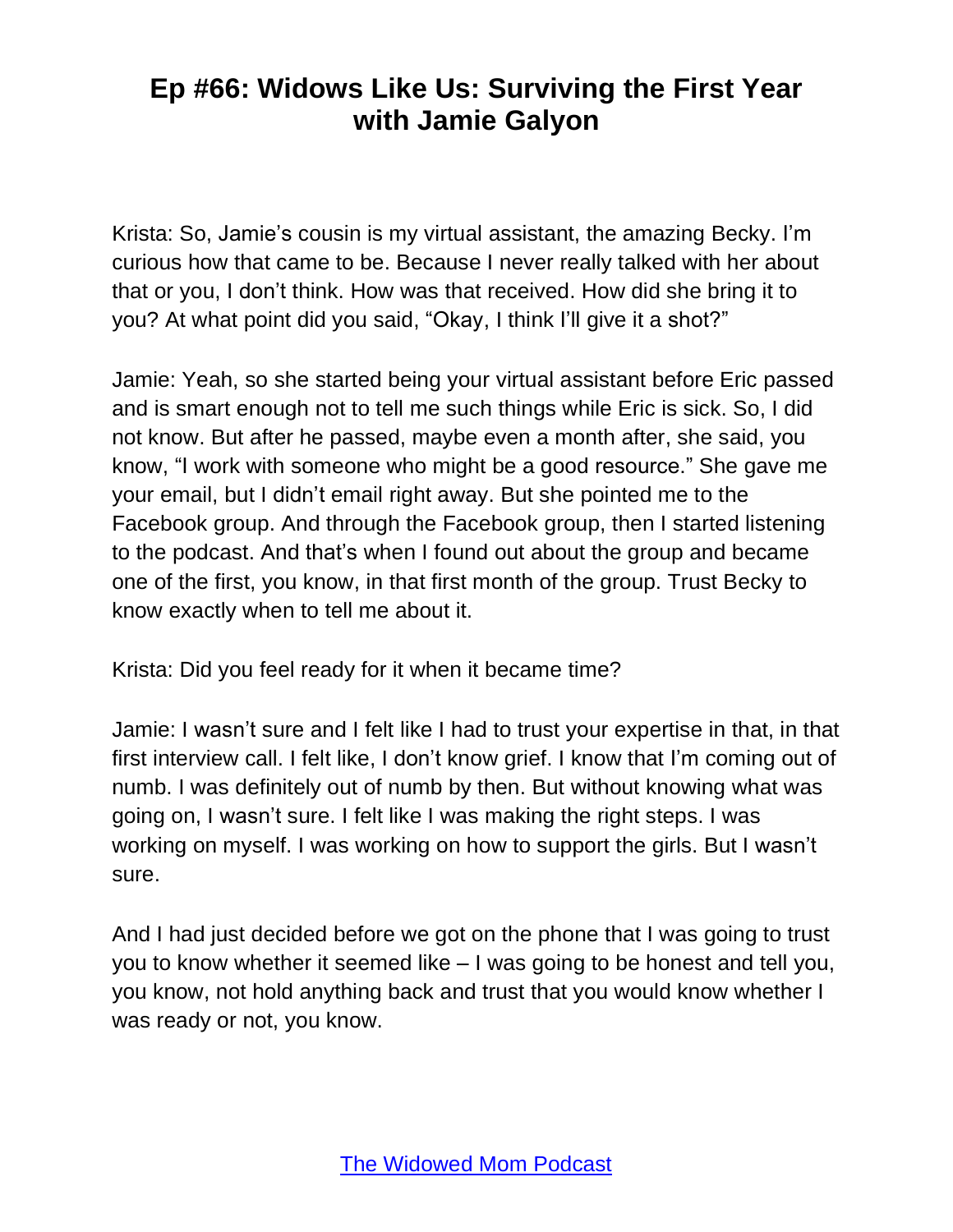Krista: So, Jamie's cousin is my virtual assistant, the amazing Becky. I'm curious how that came to be. Because I never really talked with her about that or you, I don't think. How was that received. How did she bring it to you? At what point did you said, "Okay, I think I'll give it a shot?"

Jamie: Yeah, so she started being your virtual assistant before Eric passed and is smart enough not to tell me such things while Eric is sick. So, I did not know. But after he passed, maybe even a month after, she said, you know, "I work with someone who might be a good resource." She gave me your email, but I didn't email right away. But she pointed me to the Facebook group. And through the Facebook group, then I started listening to the podcast. And that's when I found out about the group and became one of the first, you know, in that first month of the group. Trust Becky to know exactly when to tell me about it.

Krista: Did you feel ready for it when it became time?

Jamie: I wasn't sure and I felt like I had to trust your expertise in that, in that first interview call. I felt like, I don't know grief. I know that I'm coming out of numb. I was definitely out of numb by then. But without knowing what was going on, I wasn't sure. I felt like I was making the right steps. I was working on myself. I was working on how to support the girls. But I wasn't sure.

And I had just decided before we got on the phone that I was going to trust you to know whether it seemed like – I was going to be honest and tell you, you know, not hold anything back and trust that you would know whether I was ready or not, you know.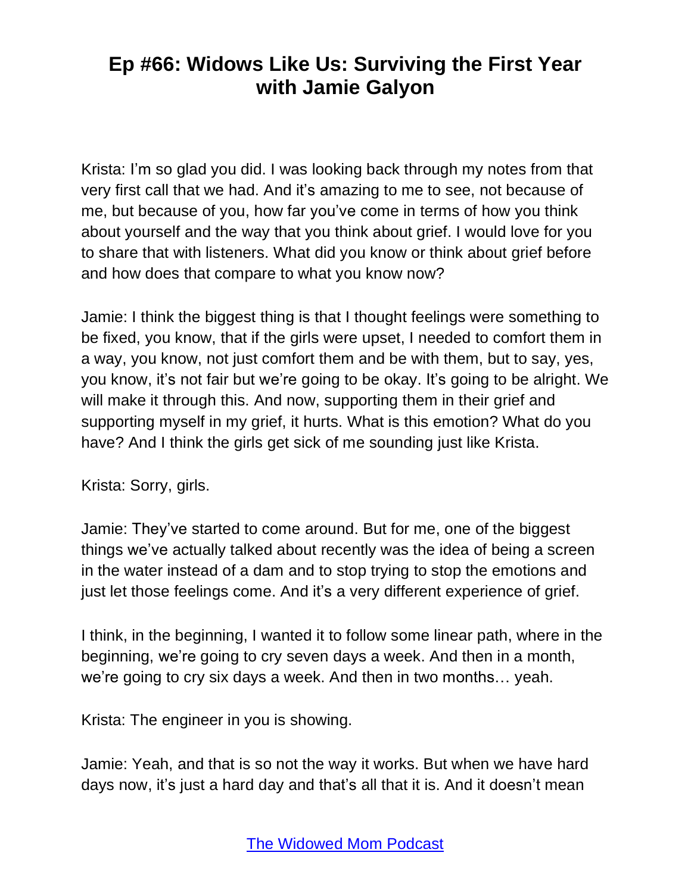Krista: I'm so glad you did. I was looking back through my notes from that very first call that we had. And it's amazing to me to see, not because of me, but because of you, how far you've come in terms of how you think about yourself and the way that you think about grief. I would love for you to share that with listeners. What did you know or think about grief before and how does that compare to what you know now?

Jamie: I think the biggest thing is that I thought feelings were something to be fixed, you know, that if the girls were upset, I needed to comfort them in a way, you know, not just comfort them and be with them, but to say, yes, you know, it's not fair but we're going to be okay. It's going to be alright. We will make it through this. And now, supporting them in their grief and supporting myself in my grief, it hurts. What is this emotion? What do you have? And I think the girls get sick of me sounding just like Krista.

Krista: Sorry, girls.

Jamie: They've started to come around. But for me, one of the biggest things we've actually talked about recently was the idea of being a screen in the water instead of a dam and to stop trying to stop the emotions and just let those feelings come. And it's a very different experience of grief.

I think, in the beginning, I wanted it to follow some linear path, where in the beginning, we're going to cry seven days a week. And then in a month, we're going to cry six days a week. And then in two months… yeah.

Krista: The engineer in you is showing.

Jamie: Yeah, and that is so not the way it works. But when we have hard days now, it's just a hard day and that's all that it is. And it doesn't mean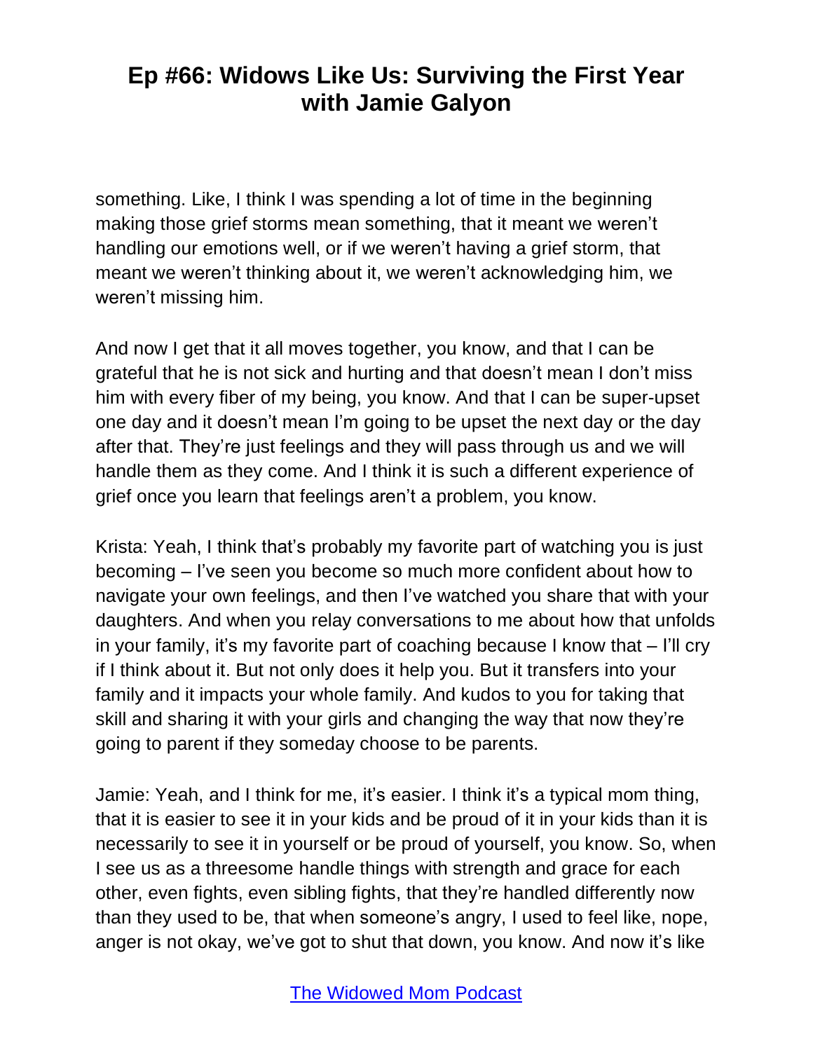something. Like, I think I was spending a lot of time in the beginning making those grief storms mean something, that it meant we weren't handling our emotions well, or if we weren't having a grief storm, that meant we weren't thinking about it, we weren't acknowledging him, we weren't missing him.

And now I get that it all moves together, you know, and that I can be grateful that he is not sick and hurting and that doesn't mean I don't miss him with every fiber of my being, you know. And that I can be super-upset one day and it doesn't mean I'm going to be upset the next day or the day after that. They're just feelings and they will pass through us and we will handle them as they come. And I think it is such a different experience of grief once you learn that feelings aren't a problem, you know.

Krista: Yeah, I think that's probably my favorite part of watching you is just becoming – I've seen you become so much more confident about how to navigate your own feelings, and then I've watched you share that with your daughters. And when you relay conversations to me about how that unfolds in your family, it's my favorite part of coaching because I know that – I'll cry if I think about it. But not only does it help you. But it transfers into your family and it impacts your whole family. And kudos to you for taking that skill and sharing it with your girls and changing the way that now they're going to parent if they someday choose to be parents.

Jamie: Yeah, and I think for me, it's easier. I think it's a typical mom thing, that it is easier to see it in your kids and be proud of it in your kids than it is necessarily to see it in yourself or be proud of yourself, you know. So, when I see us as a threesome handle things with strength and grace for each other, even fights, even sibling fights, that they're handled differently now than they used to be, that when someone's angry, I used to feel like, nope, anger is not okay, we've got to shut that down, you know. And now it's like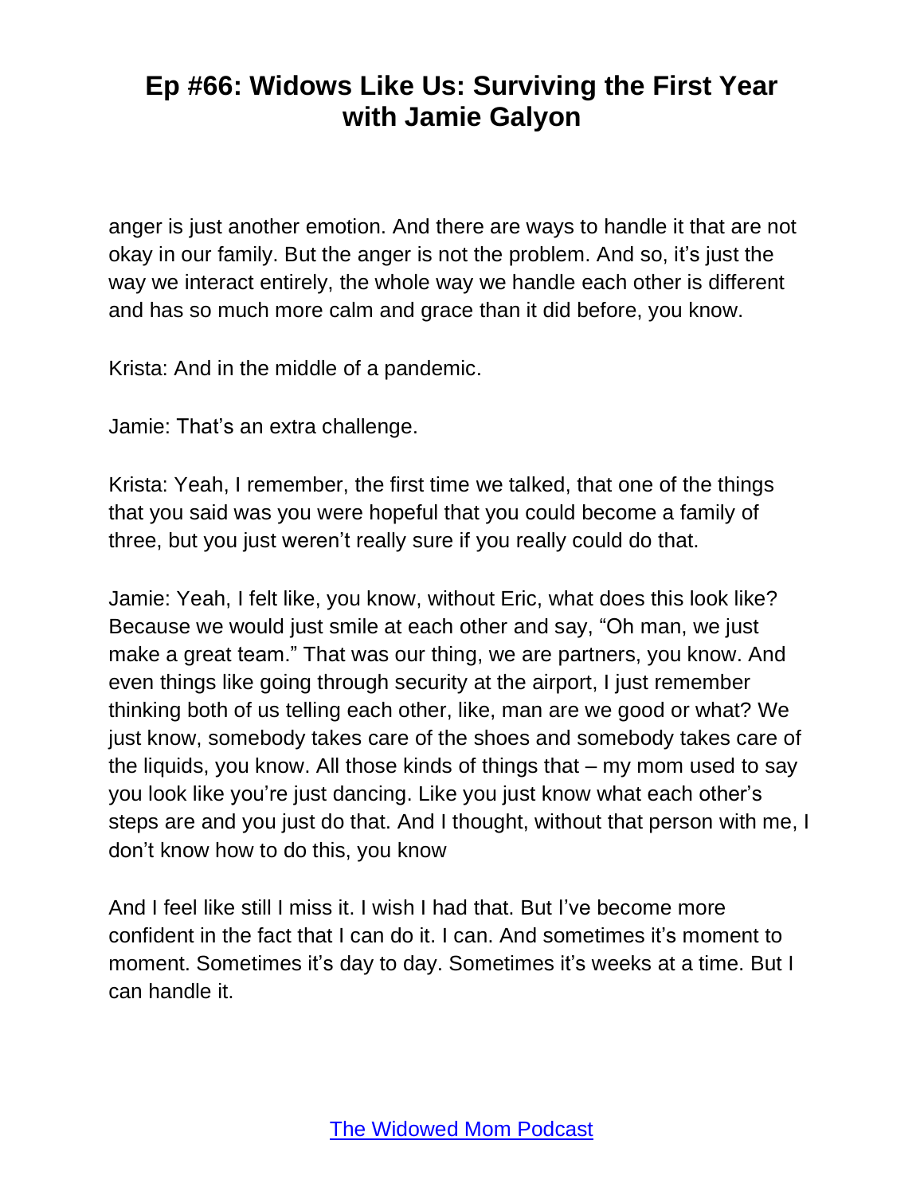anger is just another emotion. And there are ways to handle it that are not okay in our family. But the anger is not the problem. And so, it's just the way we interact entirely, the whole way we handle each other is different and has so much more calm and grace than it did before, you know.

Krista: And in the middle of a pandemic.

Jamie: That's an extra challenge.

Krista: Yeah, I remember, the first time we talked, that one of the things that you said was you were hopeful that you could become a family of three, but you just weren't really sure if you really could do that.

Jamie: Yeah, I felt like, you know, without Eric, what does this look like? Because we would just smile at each other and say, "Oh man, we just make a great team." That was our thing, we are partners, you know. And even things like going through security at the airport, I just remember thinking both of us telling each other, like, man are we good or what? We just know, somebody takes care of the shoes and somebody takes care of the liquids, you know. All those kinds of things that – my mom used to say you look like you're just dancing. Like you just know what each other's steps are and you just do that. And I thought, without that person with me, I don't know how to do this, you know

And I feel like still I miss it. I wish I had that. But I've become more confident in the fact that I can do it. I can. And sometimes it's moment to moment. Sometimes it's day to day. Sometimes it's weeks at a time. But I can handle it.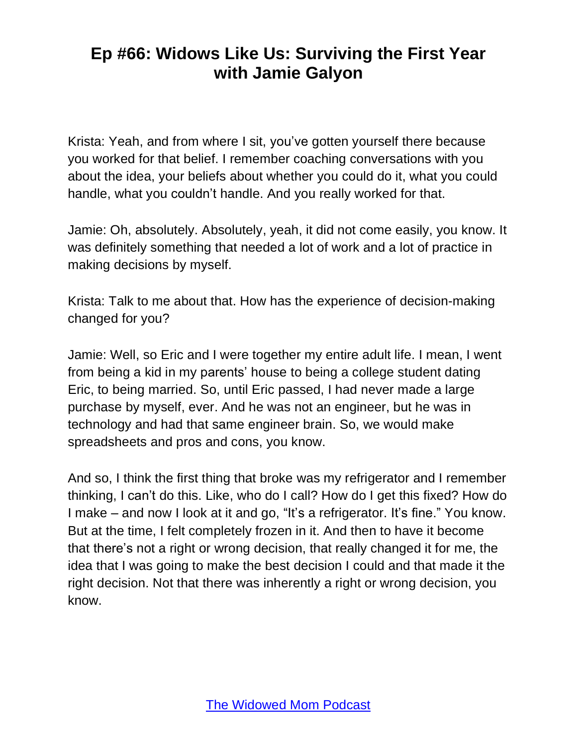Krista: Yeah, and from where I sit, you've gotten yourself there because you worked for that belief. I remember coaching conversations with you about the idea, your beliefs about whether you could do it, what you could handle, what you couldn't handle. And you really worked for that.

Jamie: Oh, absolutely. Absolutely, yeah, it did not come easily, you know. It was definitely something that needed a lot of work and a lot of practice in making decisions by myself.

Krista: Talk to me about that. How has the experience of decision-making changed for you?

Jamie: Well, so Eric and I were together my entire adult life. I mean, I went from being a kid in my parents' house to being a college student dating Eric, to being married. So, until Eric passed, I had never made a large purchase by myself, ever. And he was not an engineer, but he was in technology and had that same engineer brain. So, we would make spreadsheets and pros and cons, you know.

And so, I think the first thing that broke was my refrigerator and I remember thinking, I can't do this. Like, who do I call? How do I get this fixed? How do I make – and now I look at it and go, "It's a refrigerator. It's fine." You know. But at the time, I felt completely frozen in it. And then to have it become that there's not a right or wrong decision, that really changed it for me, the idea that I was going to make the best decision I could and that made it the right decision. Not that there was inherently a right or wrong decision, you know.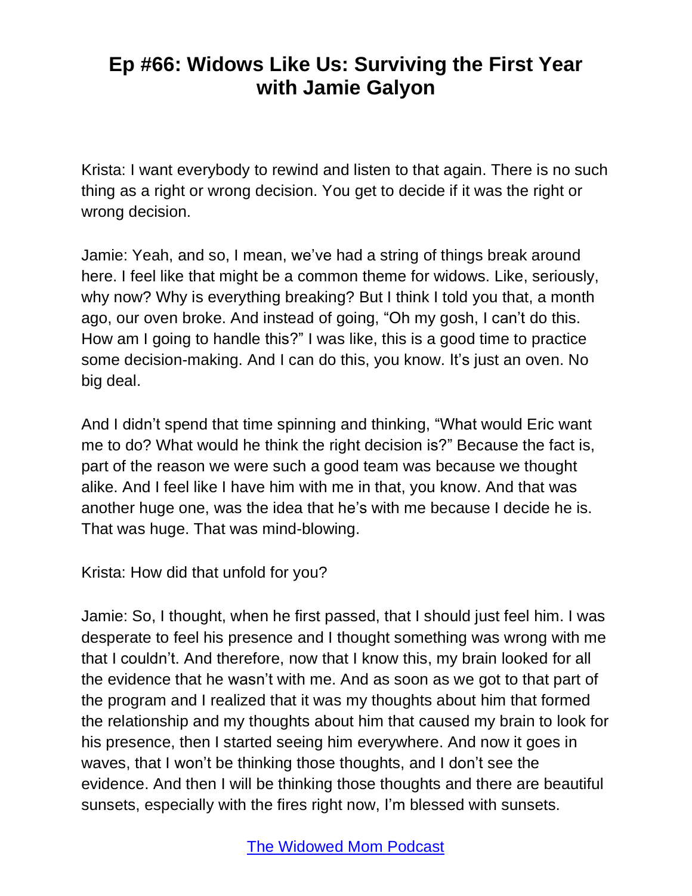Krista: I want everybody to rewind and listen to that again. There is no such thing as a right or wrong decision. You get to decide if it was the right or wrong decision.

Jamie: Yeah, and so, I mean, we've had a string of things break around here. I feel like that might be a common theme for widows. Like, seriously, why now? Why is everything breaking? But I think I told you that, a month ago, our oven broke. And instead of going, "Oh my gosh, I can't do this. How am I going to handle this?" I was like, this is a good time to practice some decision-making. And I can do this, you know. It's just an oven. No big deal.

And I didn't spend that time spinning and thinking, "What would Eric want me to do? What would he think the right decision is?" Because the fact is, part of the reason we were such a good team was because we thought alike. And I feel like I have him with me in that, you know. And that was another huge one, was the idea that he's with me because I decide he is. That was huge. That was mind-blowing.

Krista: How did that unfold for you?

Jamie: So, I thought, when he first passed, that I should just feel him. I was desperate to feel his presence and I thought something was wrong with me that I couldn't. And therefore, now that I know this, my brain looked for all the evidence that he wasn't with me. And as soon as we got to that part of the program and I realized that it was my thoughts about him that formed the relationship and my thoughts about him that caused my brain to look for his presence, then I started seeing him everywhere. And now it goes in waves, that I won't be thinking those thoughts, and I don't see the evidence. And then I will be thinking those thoughts and there are beautiful sunsets, especially with the fires right now, I'm blessed with sunsets.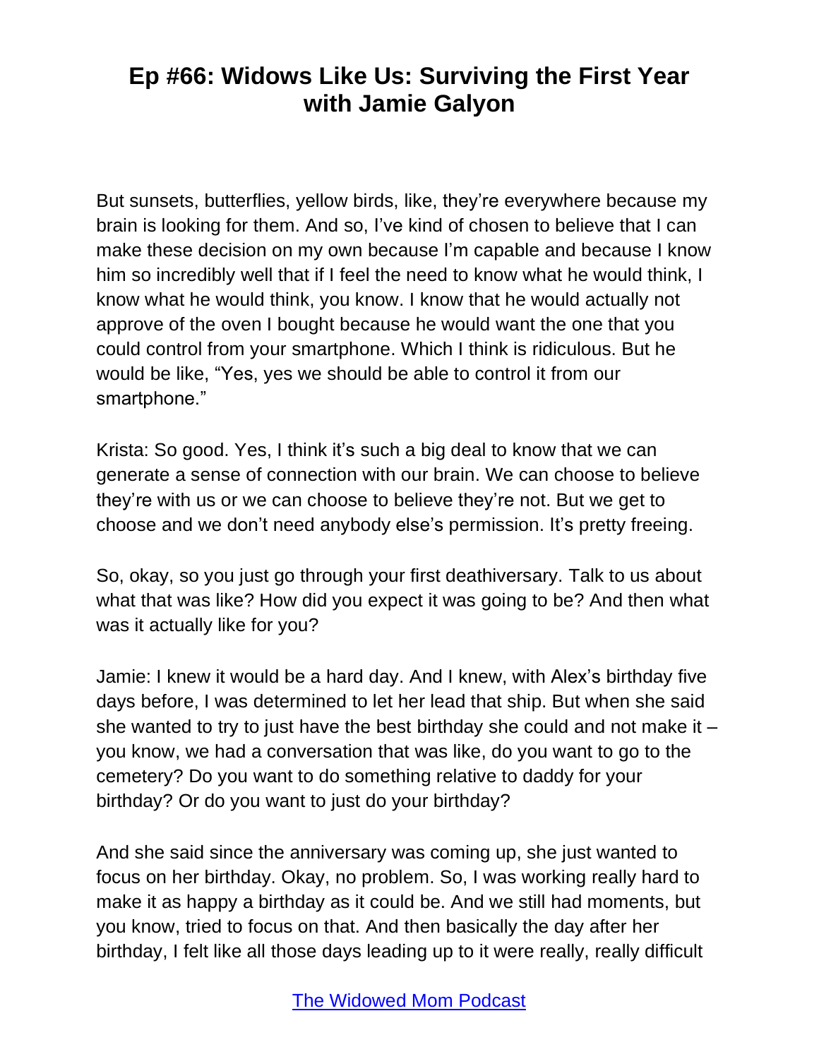But sunsets, butterflies, yellow birds, like, they're everywhere because my brain is looking for them. And so, I've kind of chosen to believe that I can make these decision on my own because I'm capable and because I know him so incredibly well that if I feel the need to know what he would think, I know what he would think, you know. I know that he would actually not approve of the oven I bought because he would want the one that you could control from your smartphone. Which I think is ridiculous. But he would be like, "Yes, yes we should be able to control it from our smartphone."

Krista: So good. Yes, I think it's such a big deal to know that we can generate a sense of connection with our brain. We can choose to believe they're with us or we can choose to believe they're not. But we get to choose and we don't need anybody else's permission. It's pretty freeing.

So, okay, so you just go through your first deathiversary. Talk to us about what that was like? How did you expect it was going to be? And then what was it actually like for you?

Jamie: I knew it would be a hard day. And I knew, with Alex's birthday five days before, I was determined to let her lead that ship. But when she said she wanted to try to just have the best birthday she could and not make it – you know, we had a conversation that was like, do you want to go to the cemetery? Do you want to do something relative to daddy for your birthday? Or do you want to just do your birthday?

And she said since the anniversary was coming up, she just wanted to focus on her birthday. Okay, no problem. So, I was working really hard to make it as happy a birthday as it could be. And we still had moments, but you know, tried to focus on that. And then basically the day after her birthday, I felt like all those days leading up to it were really, really difficult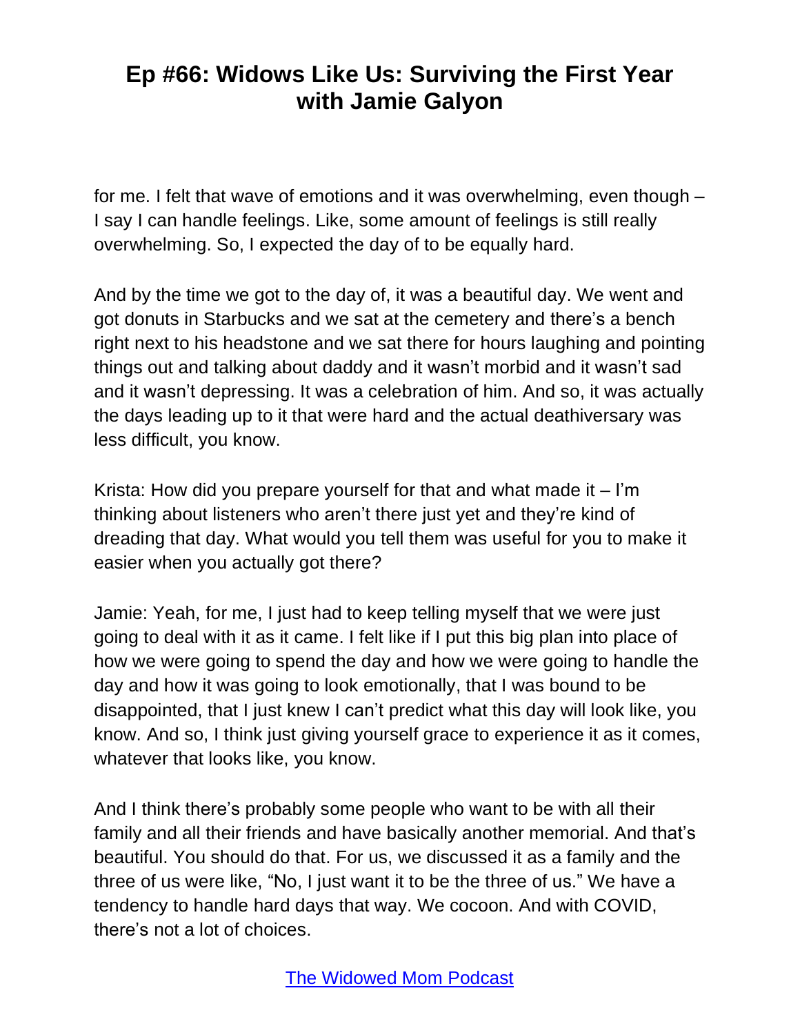for me. I felt that wave of emotions and it was overwhelming, even though – I say I can handle feelings. Like, some amount of feelings is still really overwhelming. So, I expected the day of to be equally hard.

And by the time we got to the day of, it was a beautiful day. We went and got donuts in Starbucks and we sat at the cemetery and there's a bench right next to his headstone and we sat there for hours laughing and pointing things out and talking about daddy and it wasn't morbid and it wasn't sad and it wasn't depressing. It was a celebration of him. And so, it was actually the days leading up to it that were hard and the actual deathiversary was less difficult, you know.

Krista: How did you prepare yourself for that and what made it – I'm thinking about listeners who aren't there just yet and they're kind of dreading that day. What would you tell them was useful for you to make it easier when you actually got there?

Jamie: Yeah, for me, I just had to keep telling myself that we were just going to deal with it as it came. I felt like if I put this big plan into place of how we were going to spend the day and how we were going to handle the day and how it was going to look emotionally, that I was bound to be disappointed, that I just knew I can't predict what this day will look like, you know. And so, I think just giving yourself grace to experience it as it comes, whatever that looks like, you know.

And I think there's probably some people who want to be with all their family and all their friends and have basically another memorial. And that's beautiful. You should do that. For us, we discussed it as a family and the three of us were like, "No, I just want it to be the three of us." We have a tendency to handle hard days that way. We cocoon. And with COVID, there's not a lot of choices.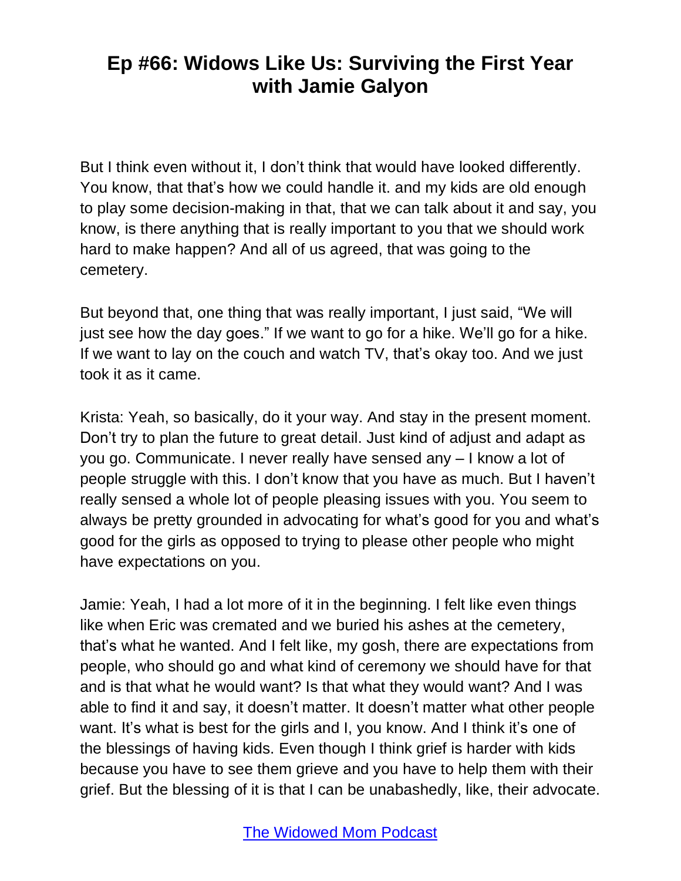But I think even without it, I don't think that would have looked differently. You know, that that's how we could handle it. and my kids are old enough to play some decision-making in that, that we can talk about it and say, you know, is there anything that is really important to you that we should work hard to make happen? And all of us agreed, that was going to the cemetery.

But beyond that, one thing that was really important, I just said, "We will just see how the day goes." If we want to go for a hike. We'll go for a hike. If we want to lay on the couch and watch TV, that's okay too. And we just took it as it came.

Krista: Yeah, so basically, do it your way. And stay in the present moment. Don't try to plan the future to great detail. Just kind of adjust and adapt as you go. Communicate. I never really have sensed any – I know a lot of people struggle with this. I don't know that you have as much. But I haven't really sensed a whole lot of people pleasing issues with you. You seem to always be pretty grounded in advocating for what's good for you and what's good for the girls as opposed to trying to please other people who might have expectations on you.

Jamie: Yeah, I had a lot more of it in the beginning. I felt like even things like when Eric was cremated and we buried his ashes at the cemetery, that's what he wanted. And I felt like, my gosh, there are expectations from people, who should go and what kind of ceremony we should have for that and is that what he would want? Is that what they would want? And I was able to find it and say, it doesn't matter. It doesn't matter what other people want. It's what is best for the girls and I, you know. And I think it's one of the blessings of having kids. Even though I think grief is harder with kids because you have to see them grieve and you have to help them with their grief. But the blessing of it is that I can be unabashedly, like, their advocate.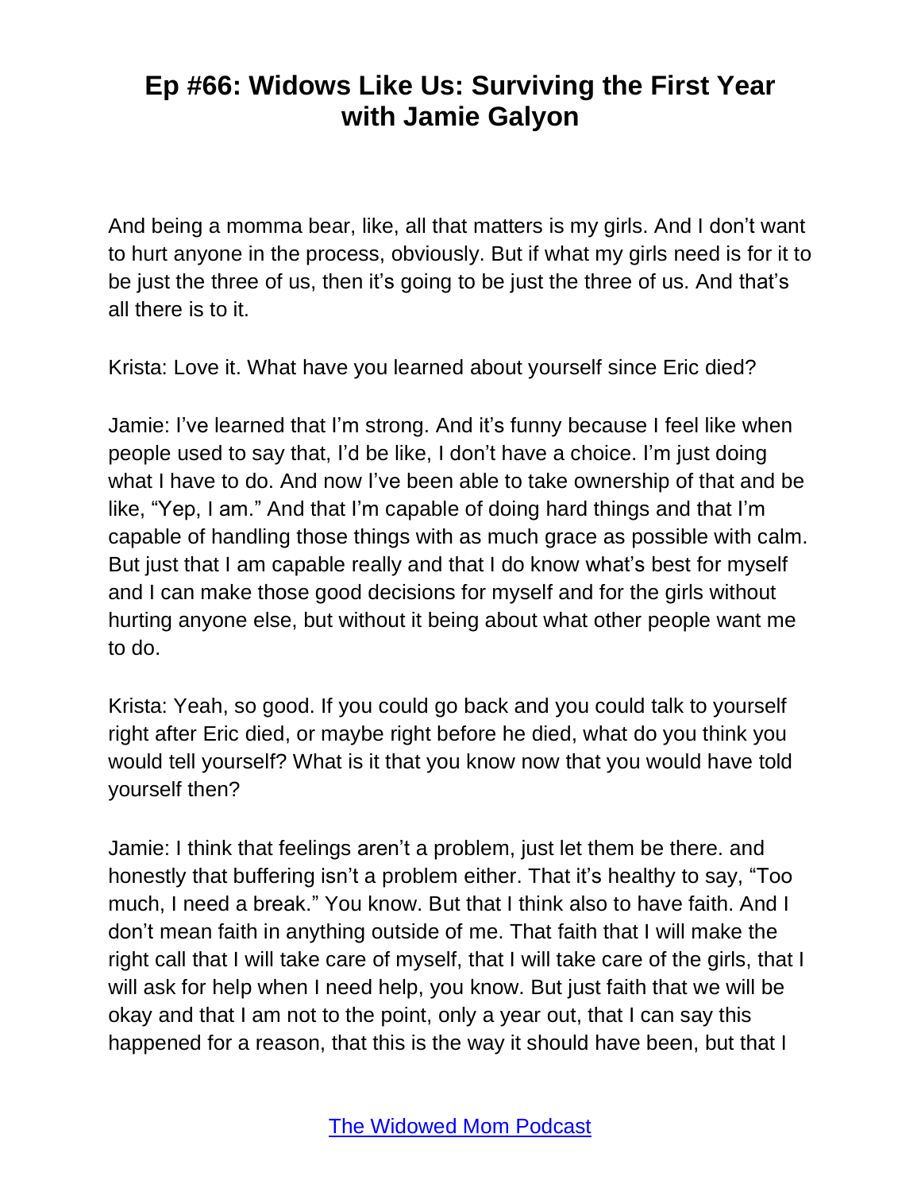And being a momma bear, like, all that matters is my girls. And I don't want to hurt anyone in the process, obviously. But if what my girls need is for it to be just the three of us, then it's going to be just the three of us. And that's all there is to it.

Krista: Love it. What have you learned about yourself since Eric died?

Jamie: I've learned that I'm strong. And it's funny because I feel like when people used to say that, I'd be like, I don't have a choice. I'm just doing what I have to do. And now I've been able to take ownership of that and be like, "Yep, I am." And that I'm capable of doing hard things and that I'm capable of handling those things with as much grace as possible with calm. But just that I am capable really and that I do know what's best for myself and I can make those good decisions for myself and for the girls without hurting anyone else, but without it being about what other people want me to do.

Krista: Yeah, so good. If you could go back and you could talk to yourself right after Eric died, or maybe right before he died, what do you think you would tell yourself? What is it that you know now that you would have told yourself then?

Jamie: I think that feelings aren't a problem, just let them be there. and honestly that buffering isn't a problem either. That it's healthy to say, "Too much, I need a break." You know. But that I think also to have faith. And I don't mean faith in anything outside of me. That faith that I will make the right call that I will take care of myself, that I will take care of the girls, that I will ask for help when I need help, you know. But just faith that we will be okay and that I am not to the point, only a year out, that I can say this happened for a reason, that this is the way it should have been, but that I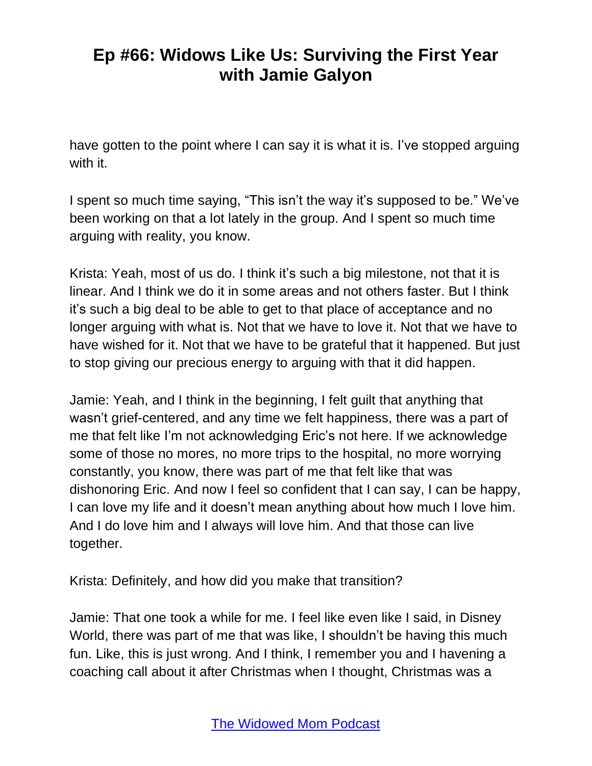have gotten to the point where I can say it is what it is. I've stopped arguing with it.

I spent so much time saying, "This isn't the way it's supposed to be." We've been working on that a lot lately in the group. And I spent so much time arguing with reality, you know.

Krista: Yeah, most of us do. I think it's such a big milestone, not that it is linear. And I think we do it in some areas and not others faster. But I think it's such a big deal to be able to get to that place of acceptance and no longer arguing with what is. Not that we have to love it. Not that we have to have wished for it. Not that we have to be grateful that it happened. But just to stop giving our precious energy to arguing with that it did happen.

Jamie: Yeah, and I think in the beginning, I felt guilt that anything that wasn't grief-centered, and any time we felt happiness, there was a part of me that felt like I'm not acknowledging Eric's not here. If we acknowledge some of those no mores, no more trips to the hospital, no more worrying constantly, you know, there was part of me that felt like that was dishonoring Eric. And now I feel so confident that I can say, I can be happy, I can love my life and it doesn't mean anything about how much I love him. And I do love him and I always will love him. And that those can live together.

Krista: Definitely, and how did you make that transition?

Jamie: That one took a while for me. I feel like even like I said, in Disney World, there was part of me that was like, I shouldn't be having this much fun. Like, this is just wrong. And I think, I remember you and I havening a coaching call about it after Christmas when I thought, Christmas was a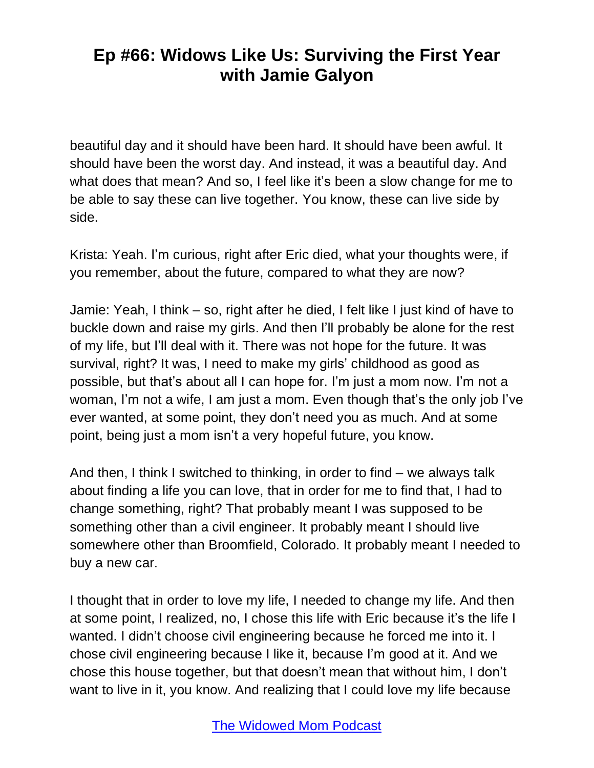beautiful day and it should have been hard. It should have been awful. It should have been the worst day. And instead, it was a beautiful day. And what does that mean? And so, I feel like it's been a slow change for me to be able to say these can live together. You know, these can live side by side.

Krista: Yeah. I'm curious, right after Eric died, what your thoughts were, if you remember, about the future, compared to what they are now?

Jamie: Yeah, I think – so, right after he died, I felt like I just kind of have to buckle down and raise my girls. And then I'll probably be alone for the rest of my life, but I'll deal with it. There was not hope for the future. It was survival, right? It was, I need to make my girls' childhood as good as possible, but that's about all I can hope for. I'm just a mom now. I'm not a woman, I'm not a wife, I am just a mom. Even though that's the only job I've ever wanted, at some point, they don't need you as much. And at some point, being just a mom isn't a very hopeful future, you know.

And then, I think I switched to thinking, in order to find – we always talk about finding a life you can love, that in order for me to find that, I had to change something, right? That probably meant I was supposed to be something other than a civil engineer. It probably meant I should live somewhere other than Broomfield, Colorado. It probably meant I needed to buy a new car.

I thought that in order to love my life, I needed to change my life. And then at some point, I realized, no, I chose this life with Eric because it's the life I wanted. I didn't choose civil engineering because he forced me into it. I chose civil engineering because I like it, because I'm good at it. And we chose this house together, but that doesn't mean that without him, I don't want to live in it, you know. And realizing that I could love my life because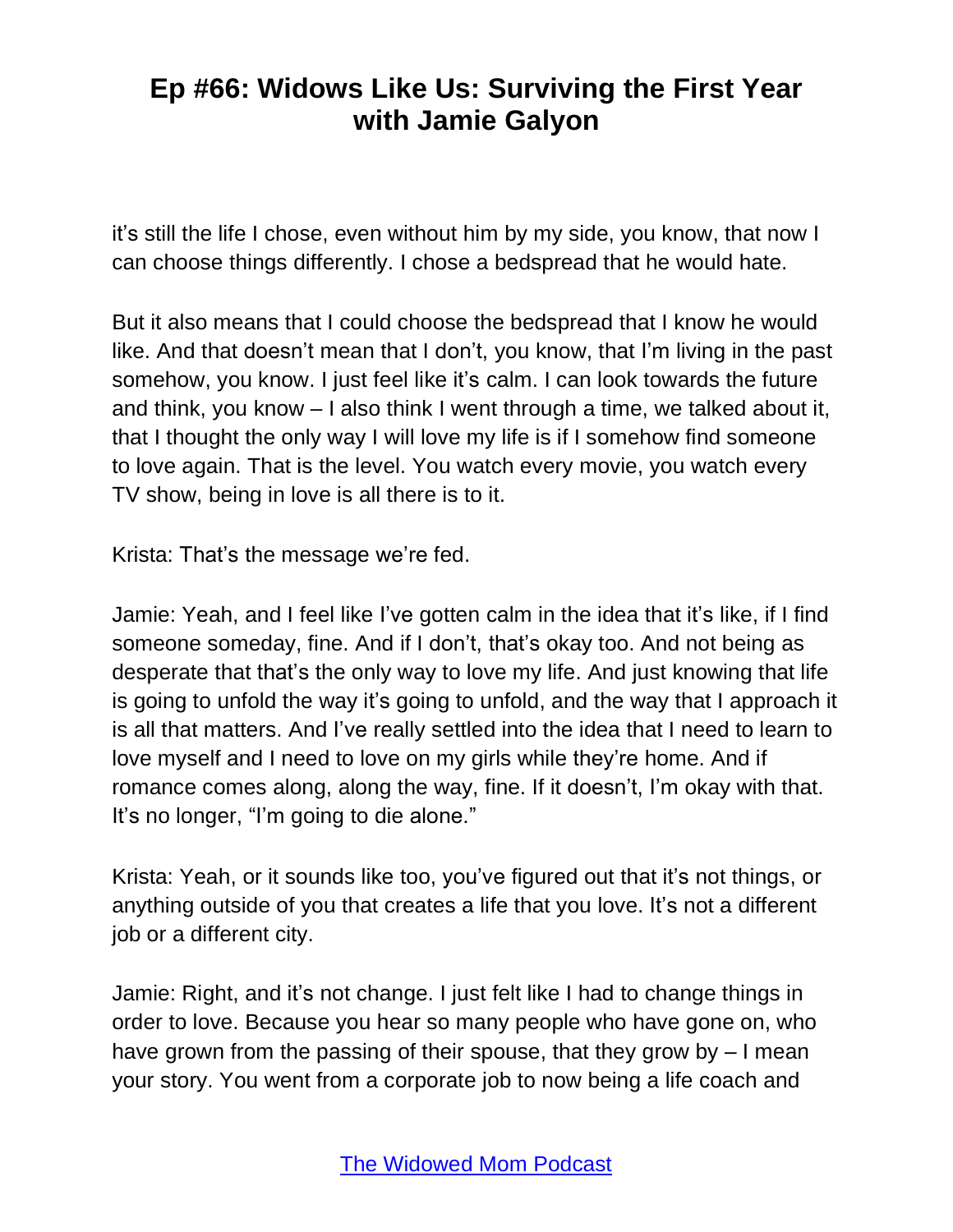it's still the life I chose, even without him by my side, you know, that now I can choose things differently. I chose a bedspread that he would hate.

But it also means that I could choose the bedspread that I know he would like. And that doesn't mean that I don't, you know, that I'm living in the past somehow, you know. I just feel like it's calm. I can look towards the future and think, you know – I also think I went through a time, we talked about it, that I thought the only way I will love my life is if I somehow find someone to love again. That is the level. You watch every movie, you watch every TV show, being in love is all there is to it.

Krista: That's the message we're fed.

Jamie: Yeah, and I feel like I've gotten calm in the idea that it's like, if I find someone someday, fine. And if I don't, that's okay too. And not being as desperate that that's the only way to love my life. And just knowing that life is going to unfold the way it's going to unfold, and the way that I approach it is all that matters. And I've really settled into the idea that I need to learn to love myself and I need to love on my girls while they're home. And if romance comes along, along the way, fine. If it doesn't, I'm okay with that. It's no longer, "I'm going to die alone."

Krista: Yeah, or it sounds like too, you've figured out that it's not things, or anything outside of you that creates a life that you love. It's not a different job or a different city.

Jamie: Right, and it's not change. I just felt like I had to change things in order to love. Because you hear so many people who have gone on, who have grown from the passing of their spouse, that they grow by – I mean your story. You went from a corporate job to now being a life coach and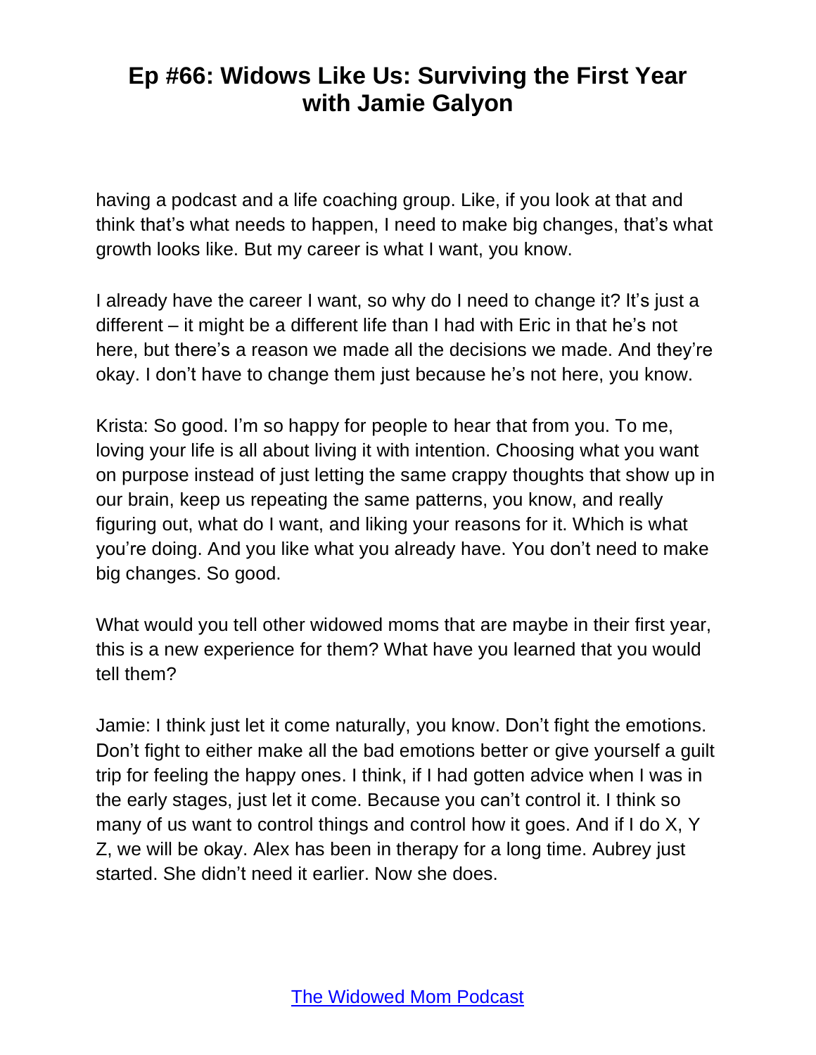having a podcast and a life coaching group. Like, if you look at that and think that's what needs to happen, I need to make big changes, that's what growth looks like. But my career is what I want, you know.

I already have the career I want, so why do I need to change it? It's just a different – it might be a different life than I had with Eric in that he's not here, but there's a reason we made all the decisions we made. And they're okay. I don't have to change them just because he's not here, you know.

Krista: So good. I'm so happy for people to hear that from you. To me, loving your life is all about living it with intention. Choosing what you want on purpose instead of just letting the same crappy thoughts that show up in our brain, keep us repeating the same patterns, you know, and really figuring out, what do I want, and liking your reasons for it. Which is what you're doing. And you like what you already have. You don't need to make big changes. So good.

What would you tell other widowed moms that are maybe in their first year, this is a new experience for them? What have you learned that you would tell them?

Jamie: I think just let it come naturally, you know. Don't fight the emotions. Don't fight to either make all the bad emotions better or give yourself a guilt trip for feeling the happy ones. I think, if I had gotten advice when I was in the early stages, just let it come. Because you can't control it. I think so many of us want to control things and control how it goes. And if I do X, Y Z, we will be okay. Alex has been in therapy for a long time. Aubrey just started. She didn't need it earlier. Now she does.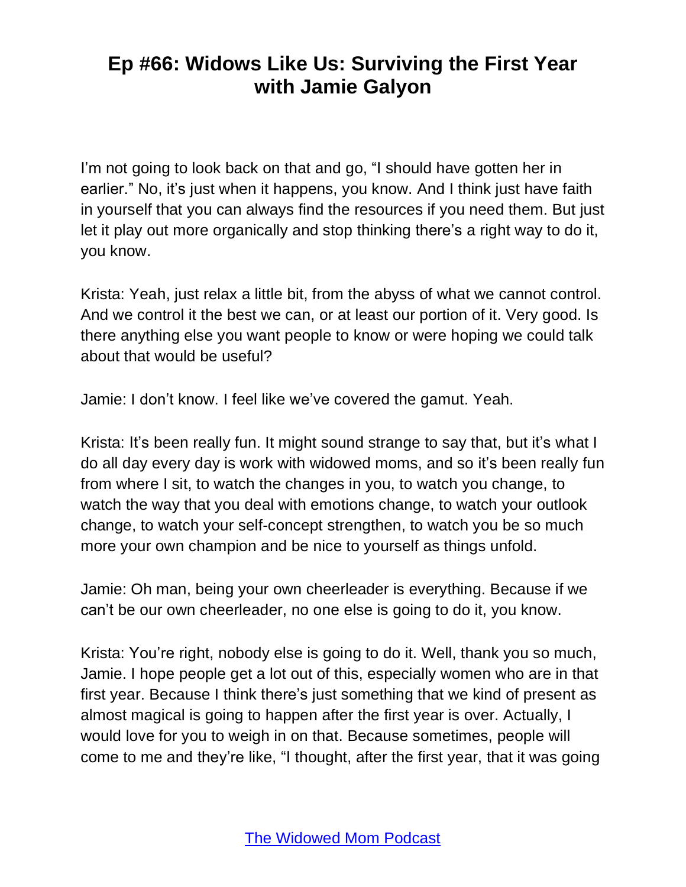I'm not going to look back on that and go, "I should have gotten her in earlier." No, it's just when it happens, you know. And I think just have faith in yourself that you can always find the resources if you need them. But just let it play out more organically and stop thinking there's a right way to do it, you know.

Krista: Yeah, just relax a little bit, from the abyss of what we cannot control. And we control it the best we can, or at least our portion of it. Very good. Is there anything else you want people to know or were hoping we could talk about that would be useful?

Jamie: I don't know. I feel like we've covered the gamut. Yeah.

Krista: It's been really fun. It might sound strange to say that, but it's what I do all day every day is work with widowed moms, and so it's been really fun from where I sit, to watch the changes in you, to watch you change, to watch the way that you deal with emotions change, to watch your outlook change, to watch your self-concept strengthen, to watch you be so much more your own champion and be nice to yourself as things unfold.

Jamie: Oh man, being your own cheerleader is everything. Because if we can't be our own cheerleader, no one else is going to do it, you know.

Krista: You're right, nobody else is going to do it. Well, thank you so much, Jamie. I hope people get a lot out of this, especially women who are in that first year. Because I think there's just something that we kind of present as almost magical is going to happen after the first year is over. Actually, I would love for you to weigh in on that. Because sometimes, people will come to me and they're like, "I thought, after the first year, that it was going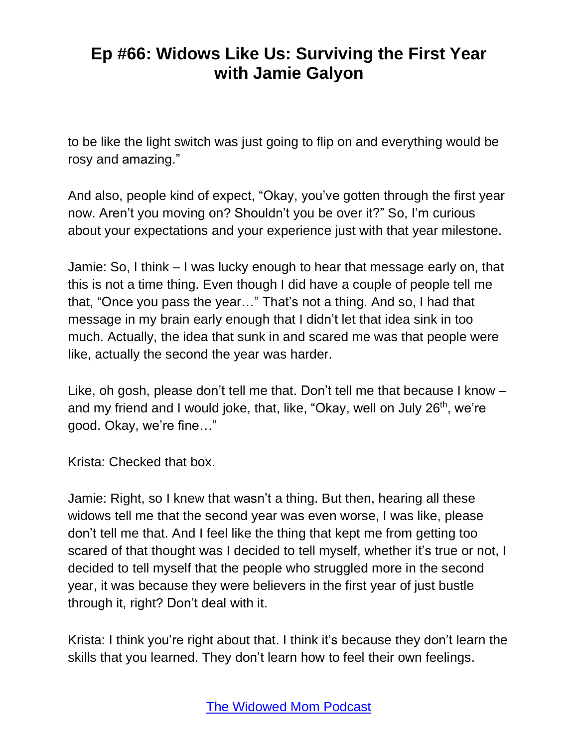to be like the light switch was just going to flip on and everything would be rosy and amazing."

And also, people kind of expect, "Okay, you've gotten through the first year now. Aren't you moving on? Shouldn't you be over it?" So, I'm curious about your expectations and your experience just with that year milestone.

Jamie: So, I think – I was lucky enough to hear that message early on, that this is not a time thing. Even though I did have a couple of people tell me that, "Once you pass the year…" That's not a thing. And so, I had that message in my brain early enough that I didn't let that idea sink in too much. Actually, the idea that sunk in and scared me was that people were like, actually the second the year was harder.

Like, oh gosh, please don't tell me that. Don't tell me that because I know – and my friend and I would joke, that, like, "Okay, well on July 26th, we're good. Okay, we're fine…"

Krista: Checked that box.

Jamie: Right, so I knew that wasn't a thing. But then, hearing all these widows tell me that the second year was even worse, I was like, please don't tell me that. And I feel like the thing that kept me from getting too scared of that thought was I decided to tell myself, whether it's true or not, I decided to tell myself that the people who struggled more in the second year, it was because they were believers in the first year of just bustle through it, right? Don't deal with it.

Krista: I think you're right about that. I think it's because they don't learn the skills that you learned. They don't learn how to feel their own feelings.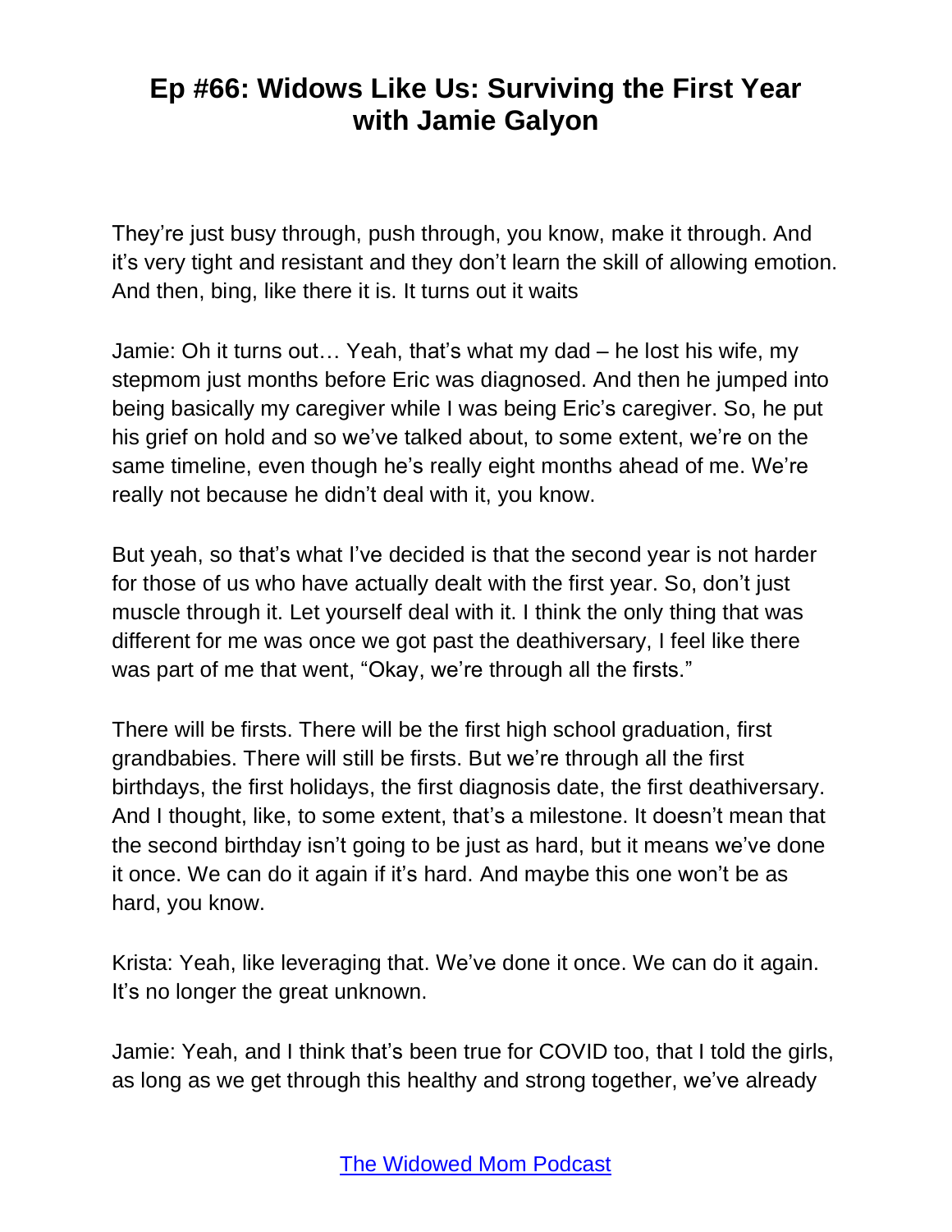They're just busy through, push through, you know, make it through. And it's very tight and resistant and they don't learn the skill of allowing emotion. And then, bing, like there it is. It turns out it waits

Jamie: Oh it turns out… Yeah, that's what my dad – he lost his wife, my stepmom just months before Eric was diagnosed. And then he jumped into being basically my caregiver while I was being Eric's caregiver. So, he put his grief on hold and so we've talked about, to some extent, we're on the same timeline, even though he's really eight months ahead of me. We're really not because he didn't deal with it, you know.

But yeah, so that's what I've decided is that the second year is not harder for those of us who have actually dealt with the first year. So, don't just muscle through it. Let yourself deal with it. I think the only thing that was different for me was once we got past the deathiversary, I feel like there was part of me that went, "Okay, we're through all the firsts."

There will be firsts. There will be the first high school graduation, first grandbabies. There will still be firsts. But we're through all the first birthdays, the first holidays, the first diagnosis date, the first deathiversary. And I thought, like, to some extent, that's a milestone. It doesn't mean that the second birthday isn't going to be just as hard, but it means we've done it once. We can do it again if it's hard. And maybe this one won't be as hard, you know.

Krista: Yeah, like leveraging that. We've done it once. We can do it again. It's no longer the great unknown.

Jamie: Yeah, and I think that's been true for COVID too, that I told the girls, as long as we get through this healthy and strong together, we've already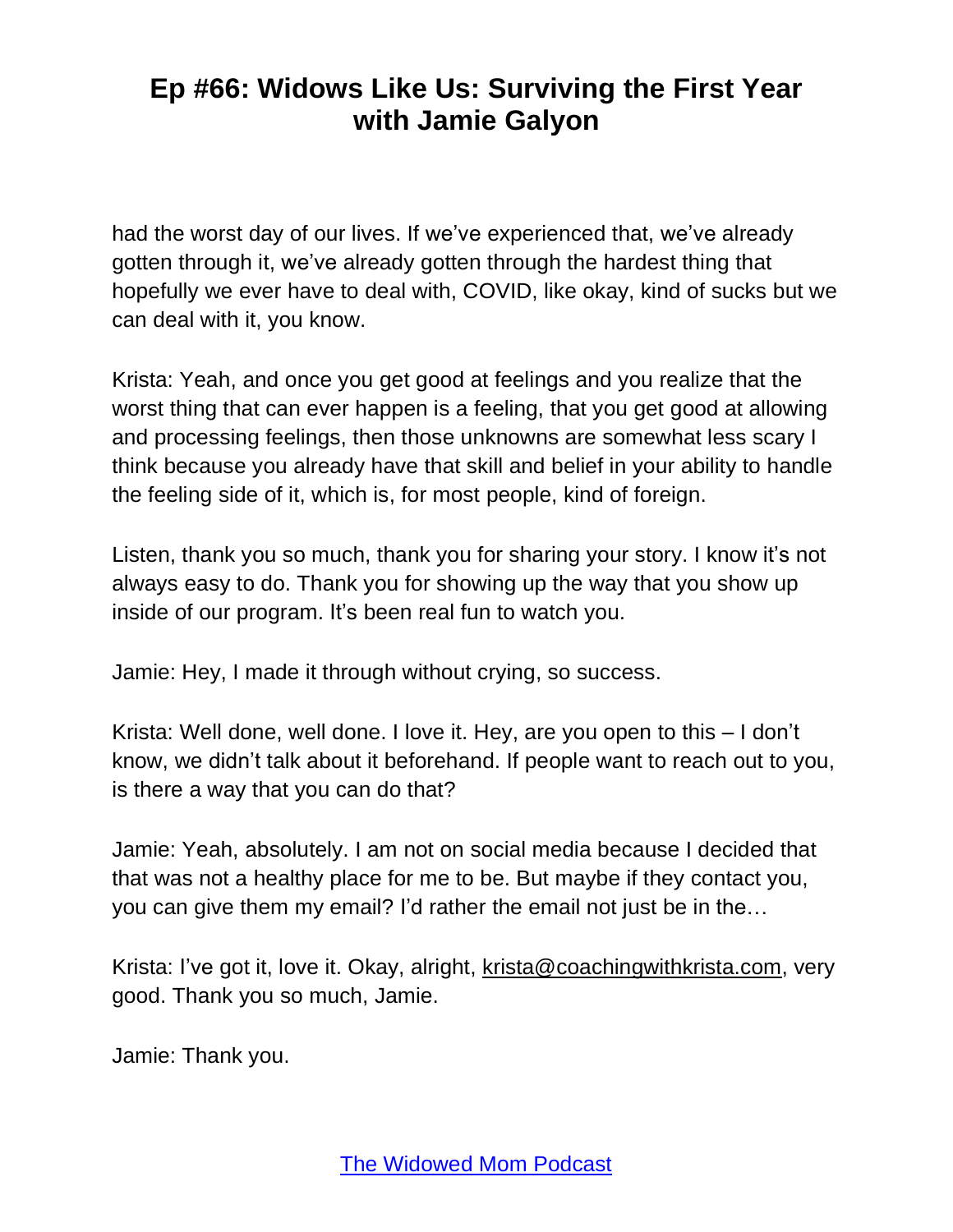had the worst day of our lives. If we've experienced that, we've already gotten through it, we've already gotten through the hardest thing that hopefully we ever have to deal with, COVID, like okay, kind of sucks but we can deal with it, you know.

Krista: Yeah, and once you get good at feelings and you realize that the worst thing that can ever happen is a feeling, that you get good at allowing and processing feelings, then those unknowns are somewhat less scary I think because you already have that skill and belief in your ability to handle the feeling side of it, which is, for most people, kind of foreign.

Listen, thank you so much, thank you for sharing your story. I know it's not always easy to do. Thank you for showing up the way that you show up inside of our program. It's been real fun to watch you.

Jamie: Hey, I made it through without crying, so success.

Krista: Well done, well done. I love it. Hey, are you open to this – I don't know, we didn't talk about it beforehand. If people want to reach out to you, is there a way that you can do that?

Jamie: Yeah, absolutely. I am not on social media because I decided that that was not a healthy place for me to be. But maybe if they contact you, you can give them my email? I'd rather the email not just be in the…

Krista: I've got it, love it. Okay, alright, krista@coachingwithkrista.com, very good. Thank you so much, Jamie.

Jamie: Thank you.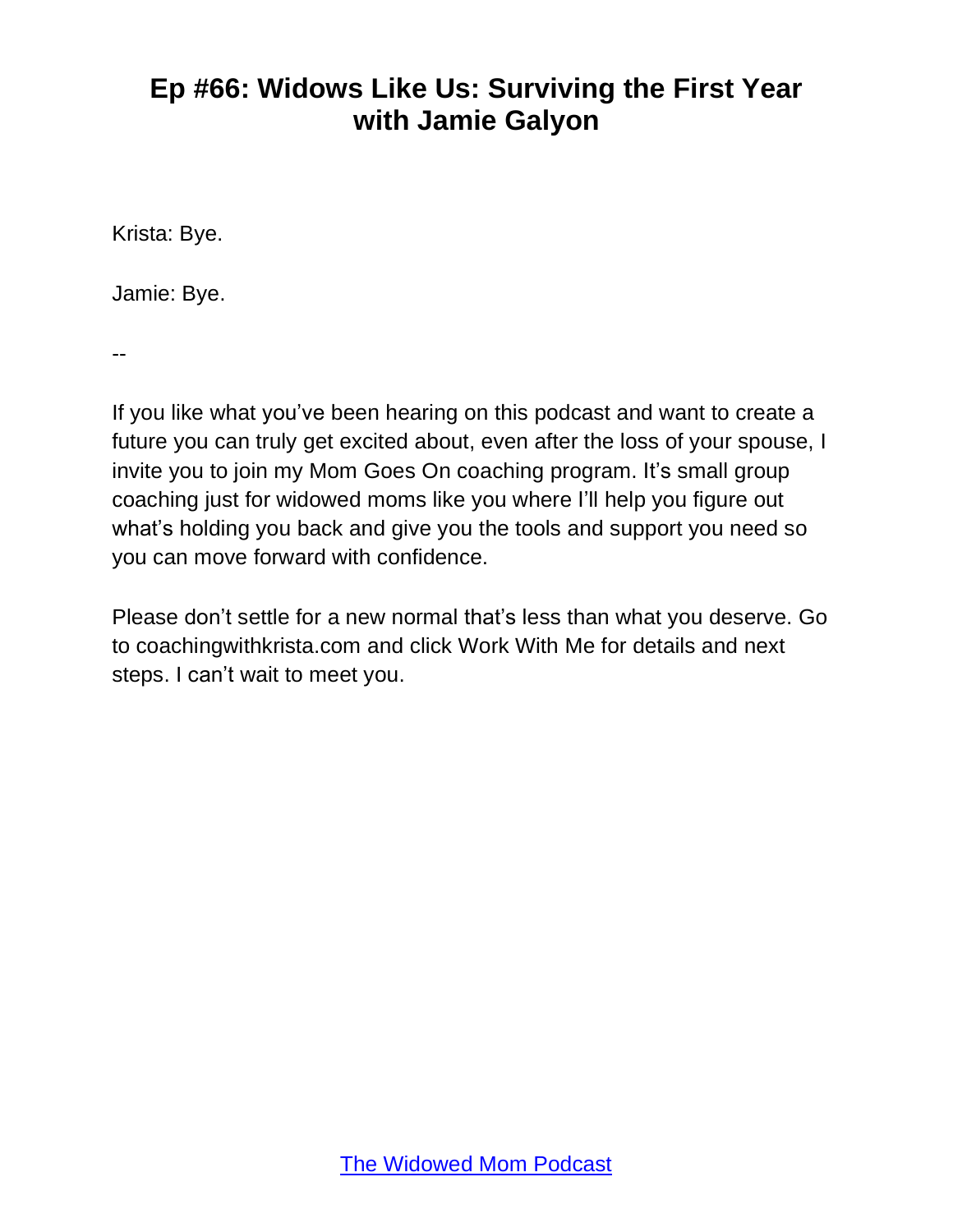Krista: Bye.

Jamie: Bye.

--

If you like what you've been hearing on this podcast and want to create a future you can truly get excited about, even after the loss of your spouse, I invite you to join my Mom Goes On coaching program. It's small group coaching just for widowed moms like you where I'll help you figure out what's holding you back and give you the tools and support you need so you can move forward with confidence.

Please don't settle for a new normal that's less than what you deserve. Go to coachingwithkrista.com and click Work With Me for details and next steps. I can't wait to meet you.